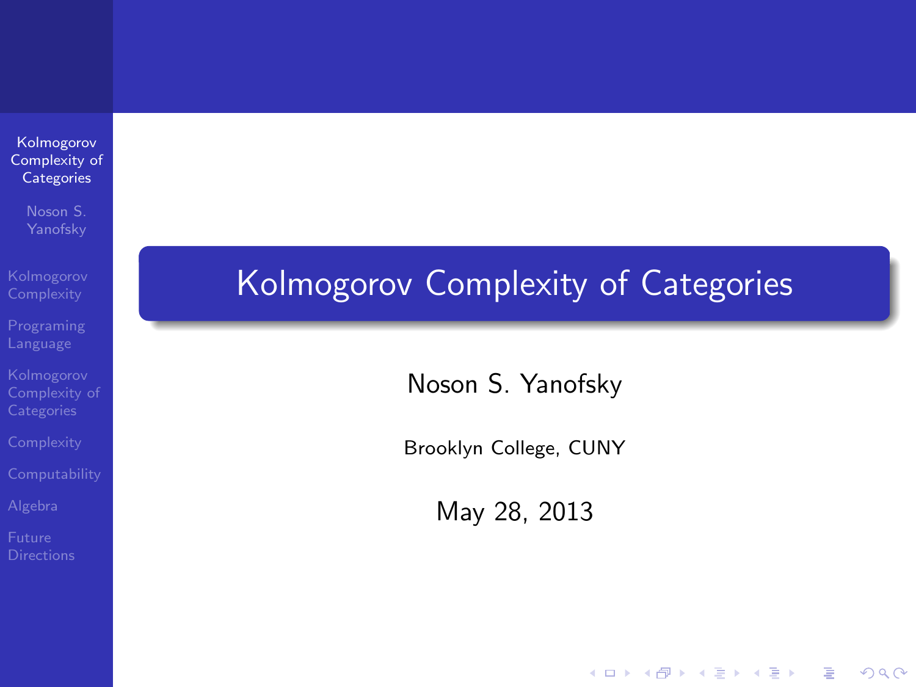# Kolmogorov Complexity of Categories

Noson S. Yanofsky

Brooklyn College, CUNY

May 28, 2013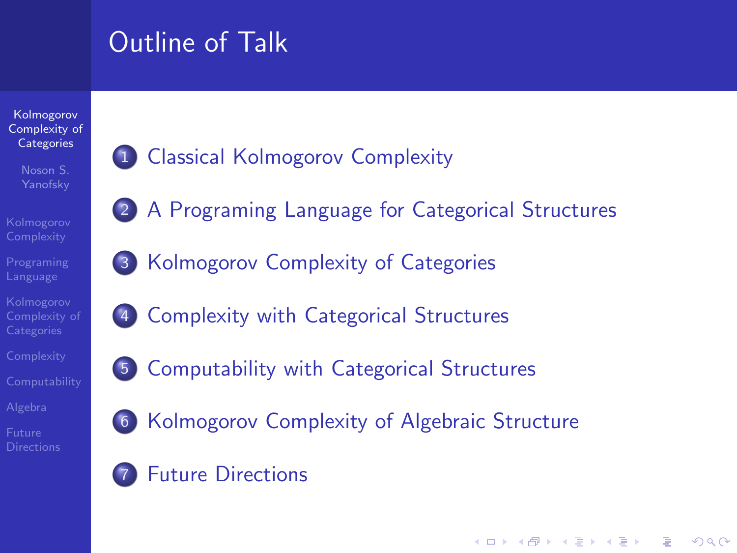# Outline of Talk

1. Classical Kolmogorov Complexity
2. A Programing Language for Categorical Structures
3. Kolmogorov Complexity of Categories
4. Complexity with Categorical Structures
5. Computability with Categorical Structures
6. Kolmogorov Complexity of Algebraic Structure
7. Future Directions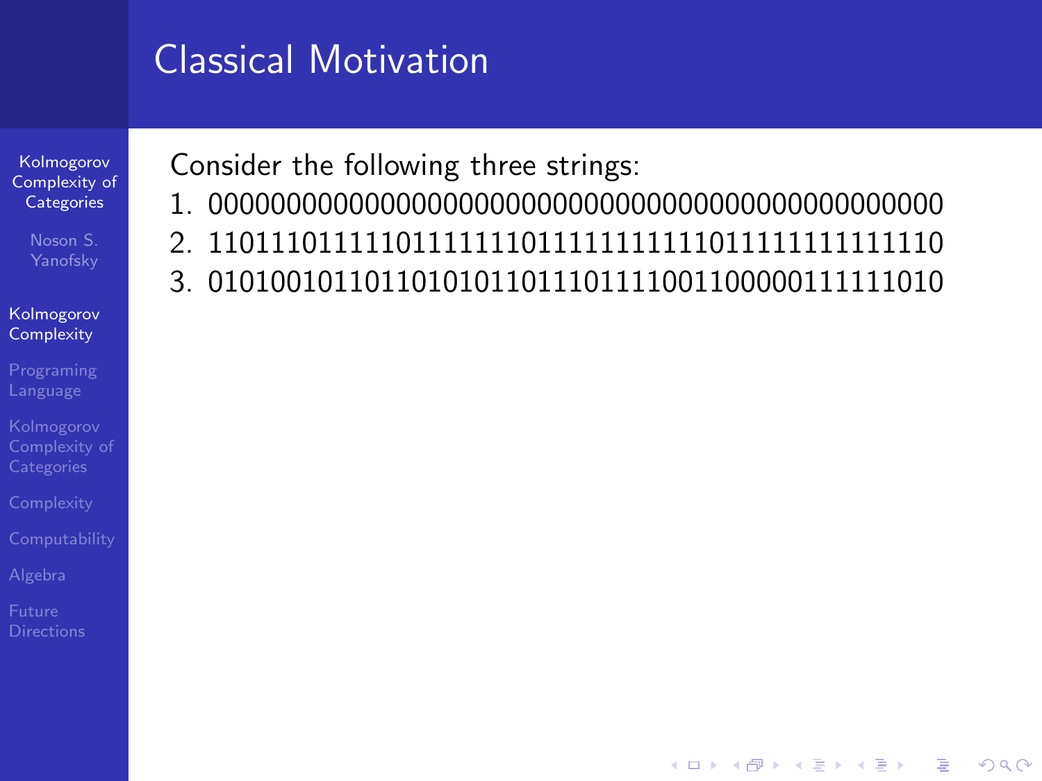# Classical Motivation

Consider the following three strings:

1. 00000000000000000000000000000000000000000000000
2. 11011101111101111111011111111111011111111111110
3. 01010010110110101011011101111001100000111111010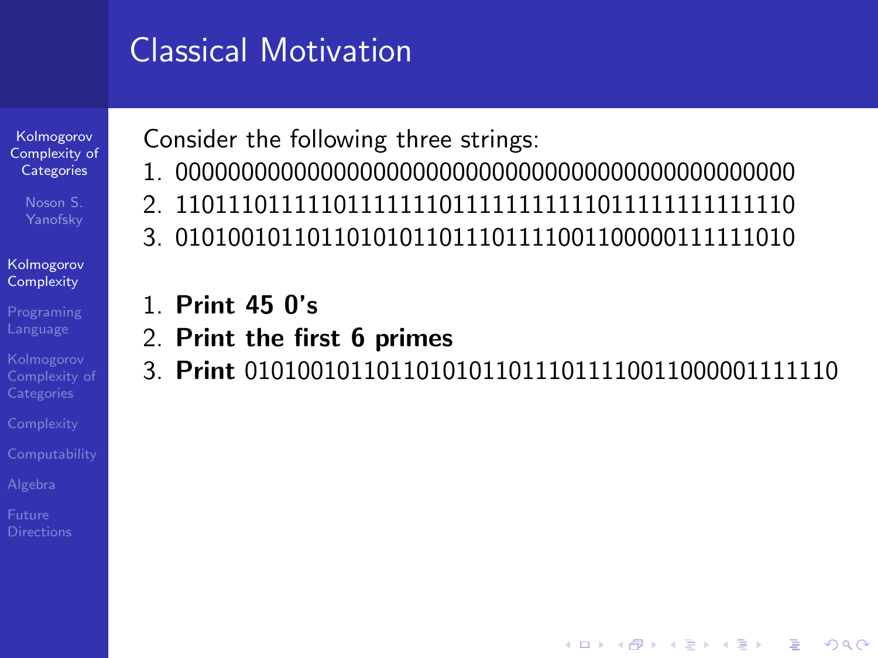# Classical Motivation

Consider the following three strings:

1. 000000000000000000000000000000000000000000000
2. 11011101111101111111011111111111011111111111110
3. 01010010110110101011011101111001100000111111010

1. **Print 45 0's**
2. **Print the first 6 primes**
3. **Print** 0101001011011010101101110111100110000011111110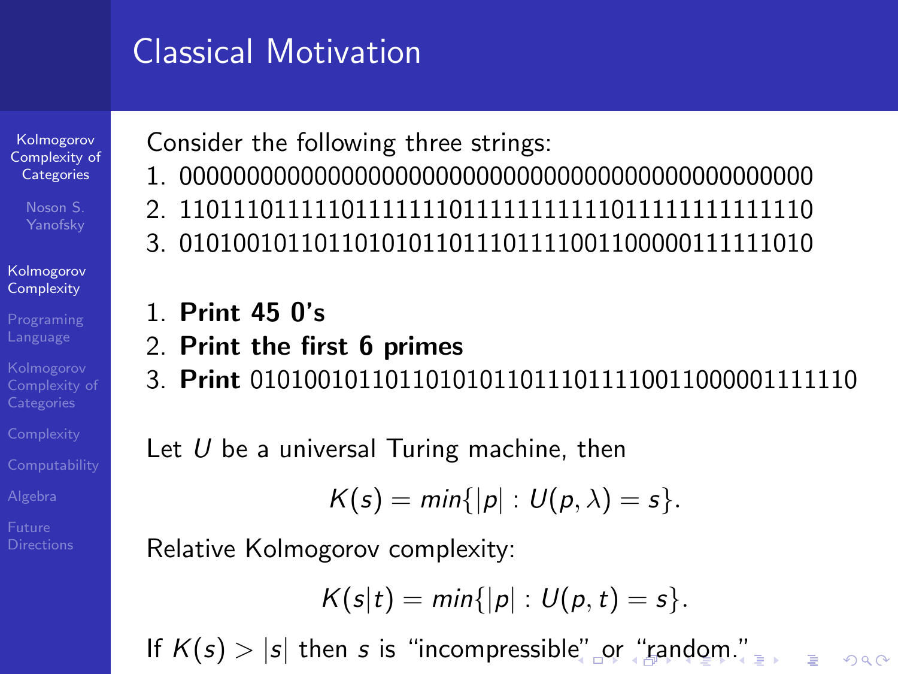## Classical Motivation

Consider the following three strings:

1. 000000000000000000000000000000000000000000000
2. 110111011111011111110111111111110111111111111110
3. 010100101101101010110111011110011000001111111010

1. **Print 45 0's**
2. **Print the first 6 primes**
3. **Print** 010100101101101010110111011110011000001111110

Let $U$ be a universal Turing machine, then

$$K(s) = min\{|p| : U(p, \lambda) = s\}.$$

Relative Kolmogorov complexity:

$$K(s|t) = min\{|p| : U(p, t) = s\}.$$

If $K(s) > |s|$ then $s$ is "incompressible" or "random."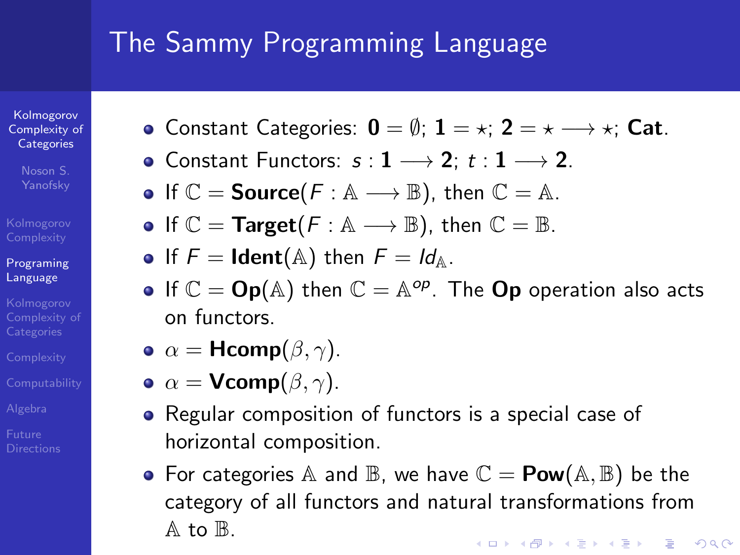# The Sammy Programming Language

- Constant Categories: $\mathbf{0} = \emptyset$; $\mathbf{1} = \star$; $\mathbf{2} = \star \longrightarrow \star$; $\mathbf{Cat}$.
- Constant Functors: $s : \mathbf{1} \longrightarrow \mathbf{2}$; $t : \mathbf{1} \longrightarrow \mathbf{2}$.
- If $\mathbb{C} = \mathbf{Source}(F : \mathbb{A} \longrightarrow \mathbb{B})$, then $\mathbb{C} = \mathbb{A}$.
- If $\mathbb{C} = \mathbf{Target}(F : \mathbb{A} \longrightarrow \mathbb{B})$, then $\mathbb{C} = \mathbb{B}$.
- If $F = \mathbf{Ident}(\mathbb{A})$ then $F = Id_{\mathbb{A}}$.
- If $\mathbb{C} = \mathbf{Op}(\mathbb{A})$ then $\mathbb{C} = \mathbb{A}^{op}$. The **Op** operation also acts on functors.
- $\alpha = \mathbf{Hcomp}(\beta, \gamma)$.
- $\alpha = \mathbf{Vcomp}(\beta, \gamma)$.
- Regular composition of functors is a special case of horizontal composition.
- For categories $\mathbb{A}$ and $\mathbb{B}$, we have $\mathbb{C} = \mathbf{Pow}(\mathbb{A}, \mathbb{B})$ be the category of all functors and natural transformations from $\mathbb{A}$ to $\mathbb{B}$.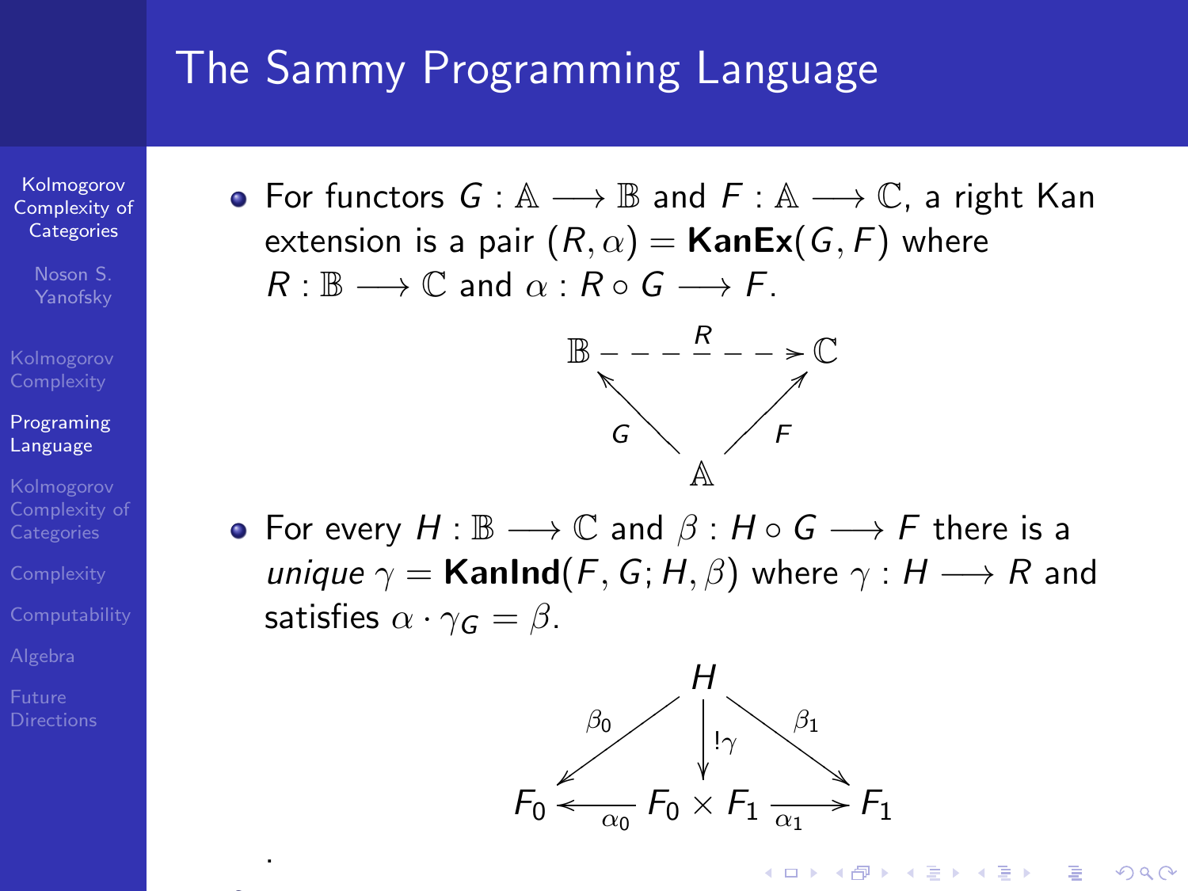# The Sammy Programming Language

- For functors $G : \mathbb{A} \longrightarrow \mathbb{B}$ and $F : \mathbb{A} \longrightarrow \mathbb{C}$, a right Kan extension is a pair $(R, \alpha) = \mathbf{KanEx}(G, F)$ where $R : \mathbb{B} \longrightarrow \mathbb{C}$ and $\alpha : R \circ G \longrightarrow F$.

$$\begin{array}{ccc} \mathbb{B} & \overset{R}{\dashrightarrow} & \mathbb{C} \\ & {\scriptstyle G}\nwarrow \quad \nearrow{\scriptstyle F} & \\ & \mathbb{A} & \end{array}$$

- For every $H : \mathbb{B} \longrightarrow \mathbb{C}$ and $\beta : H \circ G \longrightarrow F$ there is a *unique* $\gamma = \mathbf{KanInd}(F, G; H, \beta)$ where $\gamma : H \longrightarrow R$ and satisfies $\alpha \cdot \gamma_G = \beta$.

$$\begin{array}{ccccc} & & H & & \\ & {\scriptstyle \beta_0}\swarrow & \downarrow {\scriptstyle !\gamma} & \searrow{\scriptstyle \beta_1} & \\ F_0 & \xleftarrow[\alpha_0]{} & F_0 \times F_1 & \xrightarrow[\alpha_1]{} & F_1 \end{array}$$

.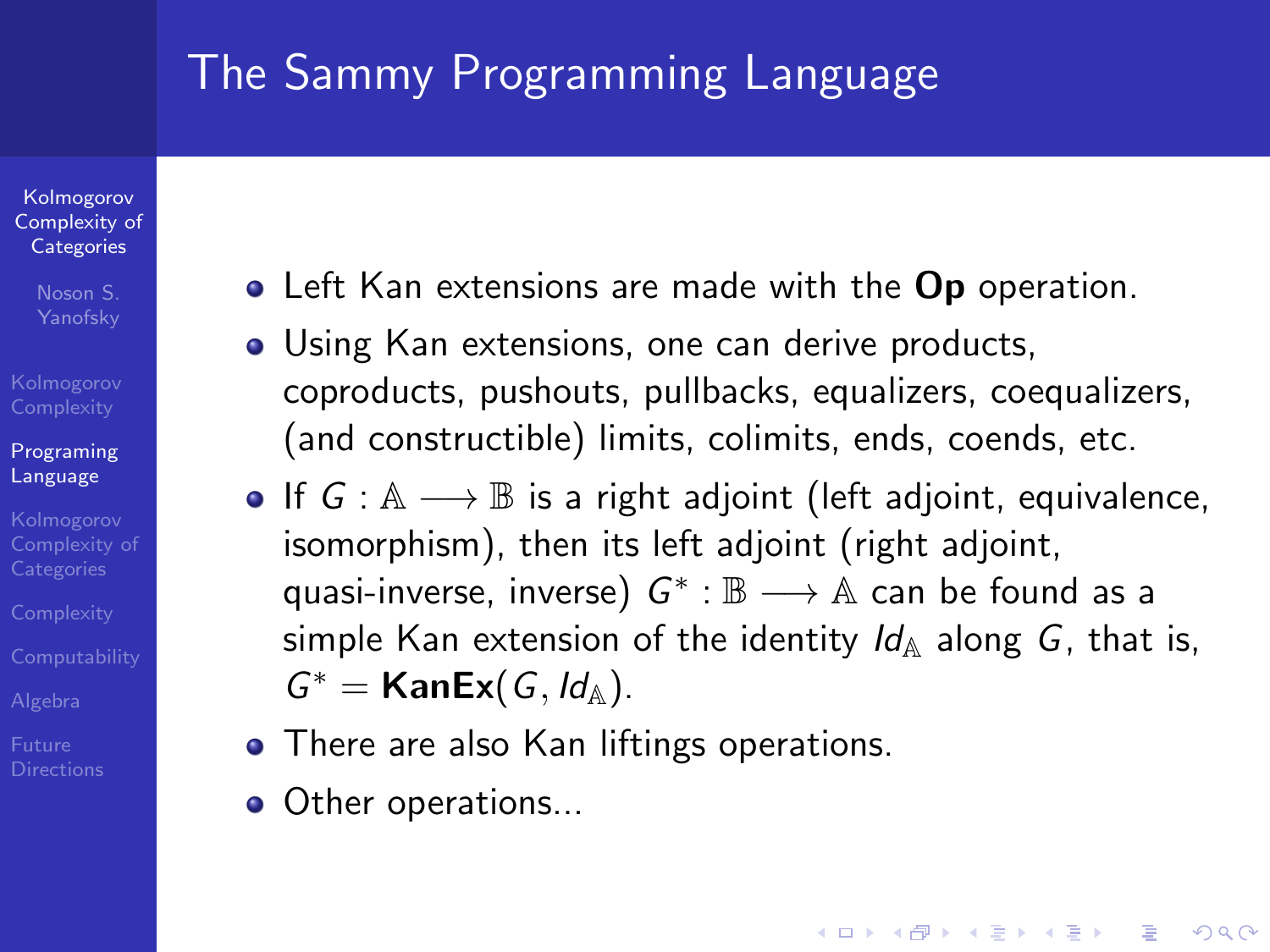## The Sammy Programming Language

- Left Kan extensions are made with the **Op** operation.
- Using Kan extensions, one can derive products, coproducts, pushouts, pullbacks, equalizers, coequalizers, (and constructible) limits, colimits, ends, coends, etc.
- If $G : \mathbb{A} \longrightarrow \mathbb{B}$ is a right adjoint (left adjoint, equivalence, isomorphism), then its left adjoint (right adjoint, quasi-inverse, inverse) $G^* : \mathbb{B} \longrightarrow \mathbb{A}$ can be found as a simple Kan extension of the identity $Id_{\mathbb{A}}$ along $G$, that is, $G^* = \mathbf{KanEx}(G, Id_{\mathbb{A}})$.
- There are also Kan liftings operations.
- Other operations...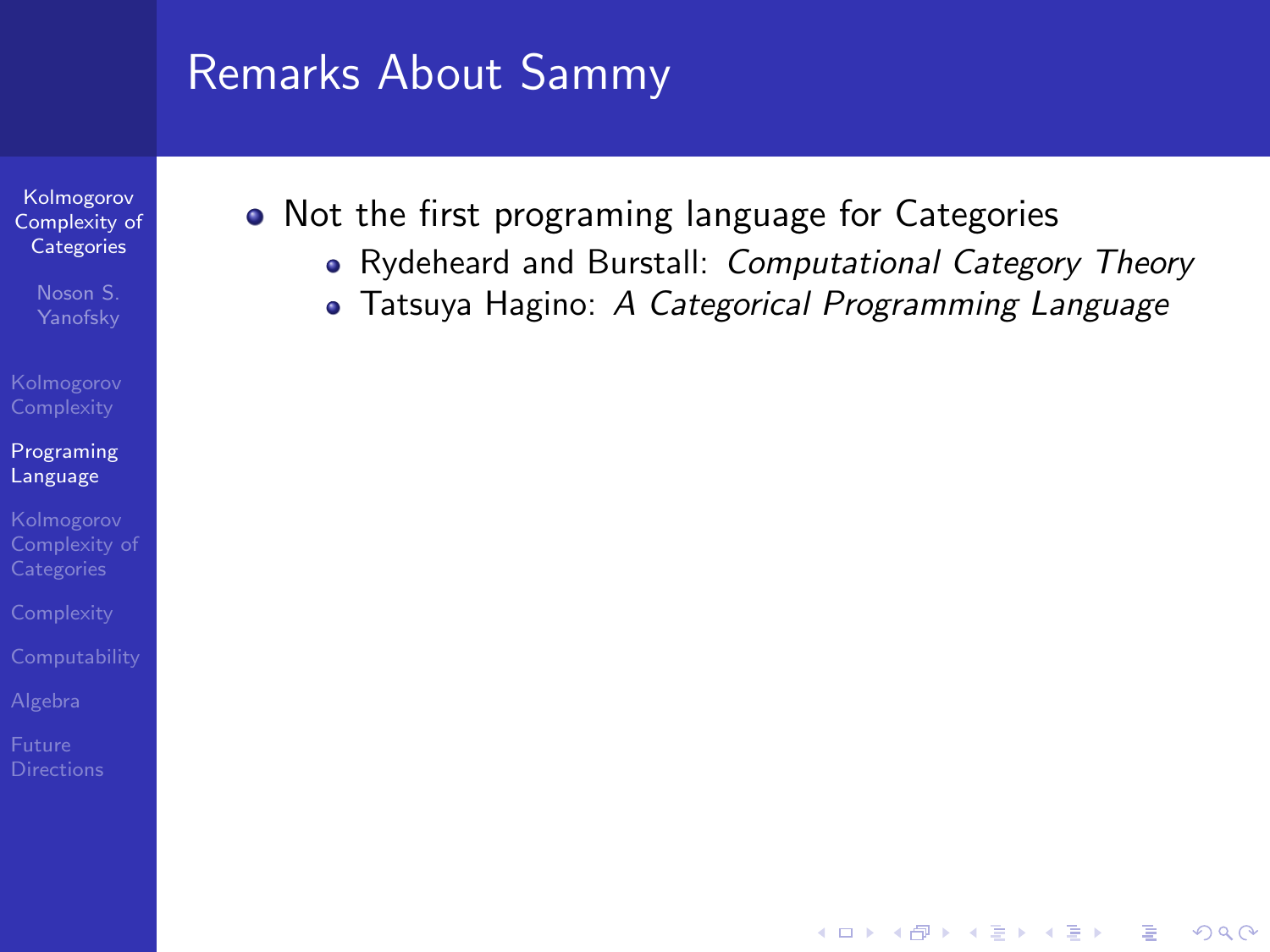# Remarks About Sammy

- Not the first programing language for Categories
  - Rydeheard and Burstall: *Computational Category Theory*
  - Tatsuya Hagino: *A Categorical Programming Language*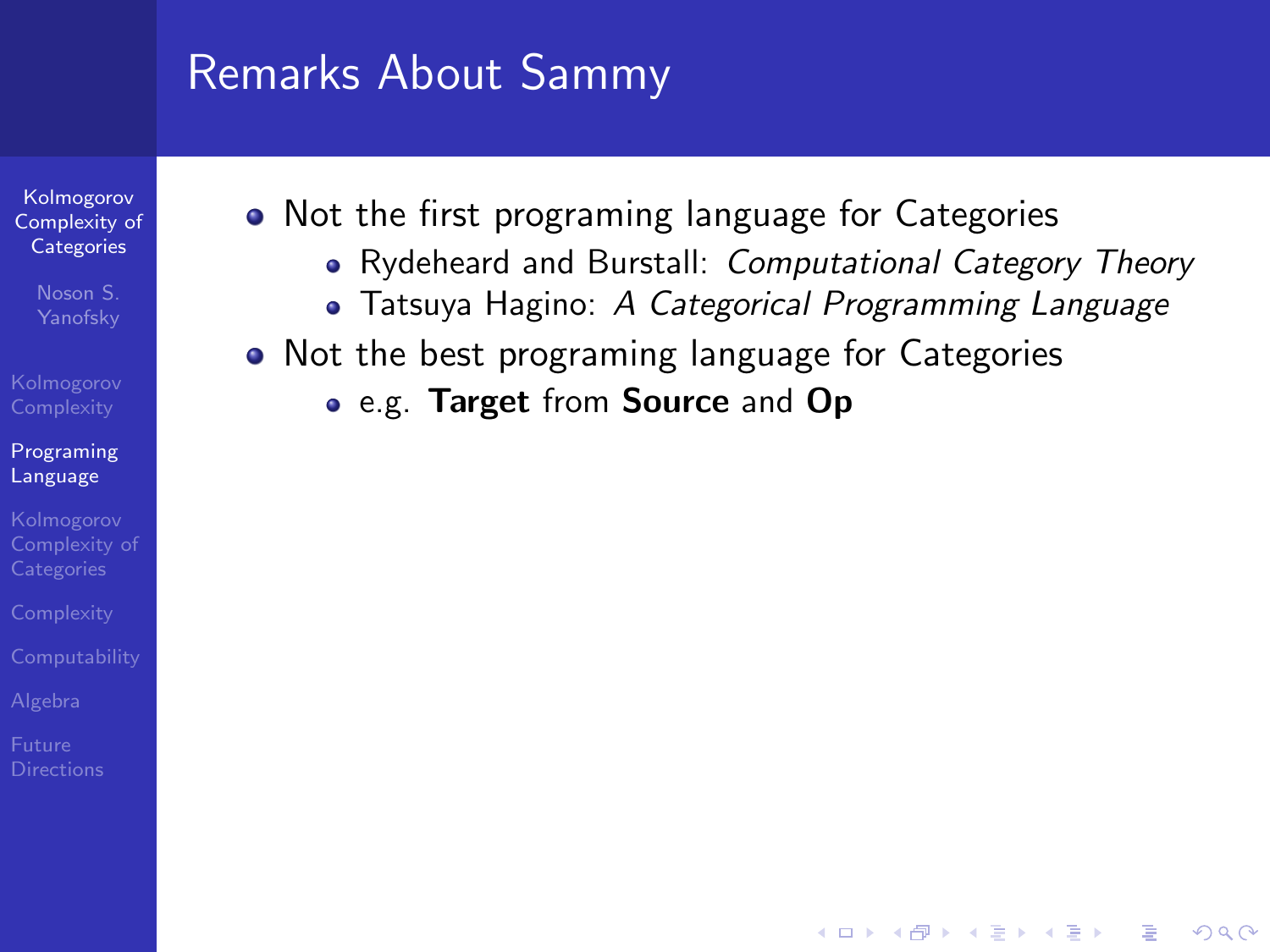# Remarks About Sammy

- Not the first programing language for Categories
  - Rydeheard and Burstall: *Computational Category Theory*
  - Tatsuya Hagino: *A Categorical Programming Language*
- Not the best programing language for Categories
  - e.g. **Target** from **Source** and **Op**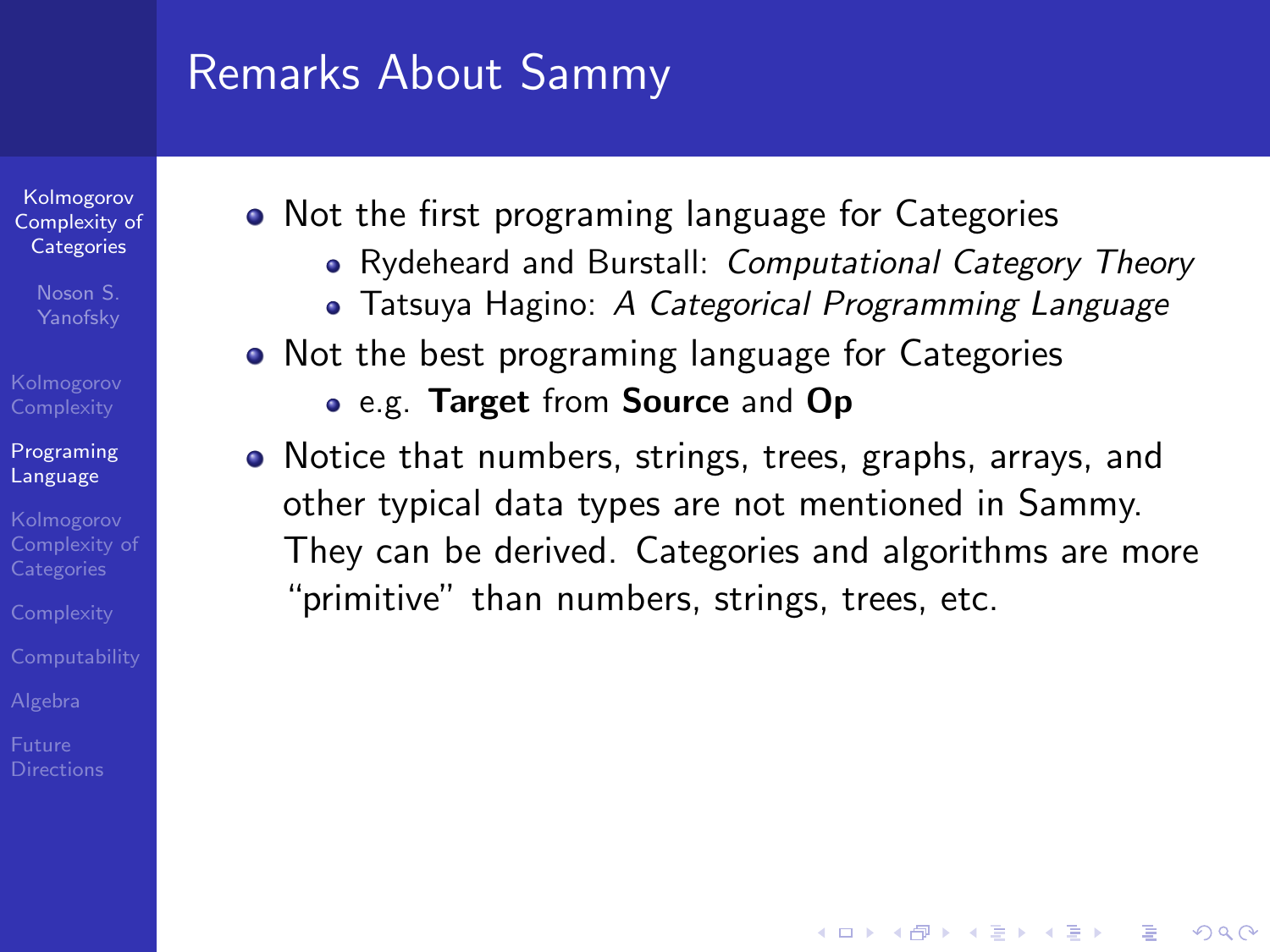# Remarks About Sammy

- Not the first programing language for Categories
  - Rydeheard and Burstall: *Computational Category Theory*
  - Tatsuya Hagino: *A Categorical Programming Language*
- Not the best programing language for Categories
  - e.g. **Target** from **Source** and **Op**
- Notice that numbers, strings, trees, graphs, arrays, and other typical data types are not mentioned in Sammy. They can be derived. Categories and algorithms are more "primitive" than numbers, strings, trees, etc.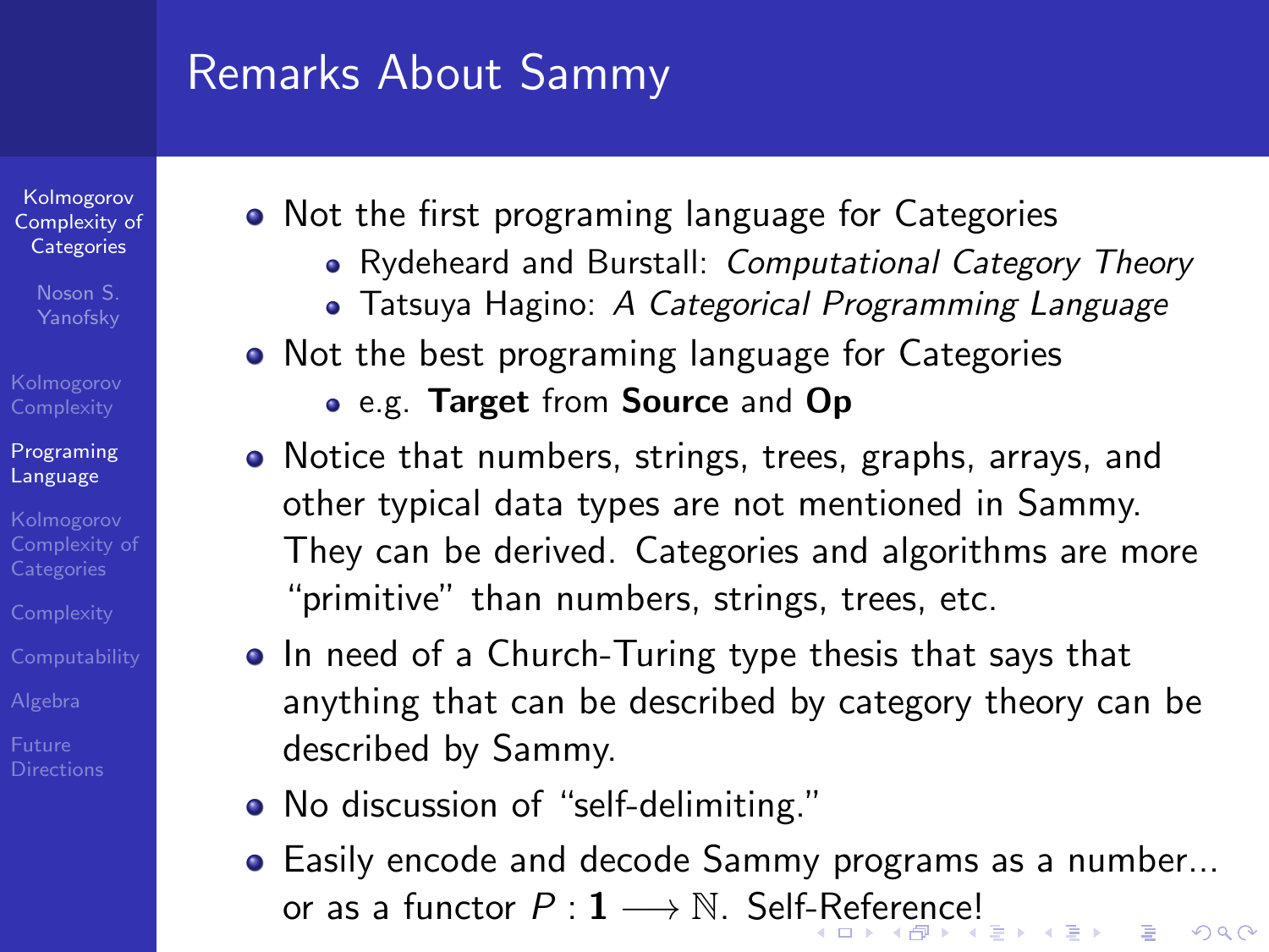# Remarks About Sammy

- Not the first programing language for Categories
  - Rydeheard and Burstall: *Computational Category Theory*
  - Tatsuya Hagino: *A Categorical Programming Language*
- Not the best programing language for Categories
  - e.g. **Target** from **Source** and **Op**
- Notice that numbers, strings, trees, graphs, arrays, and other typical data types are not mentioned in Sammy. They can be derived. Categories and algorithms are more "primitive" than numbers, strings, trees, etc.
- In need of a Church-Turing type thesis that says that anything that can be described by category theory can be described by Sammy.
- No discussion of "self-delimiting."
- Easily encode and decode Sammy programs as a number... or as a functor $P : \mathbf{1} \longrightarrow \mathbb{N}$. Self-Reference!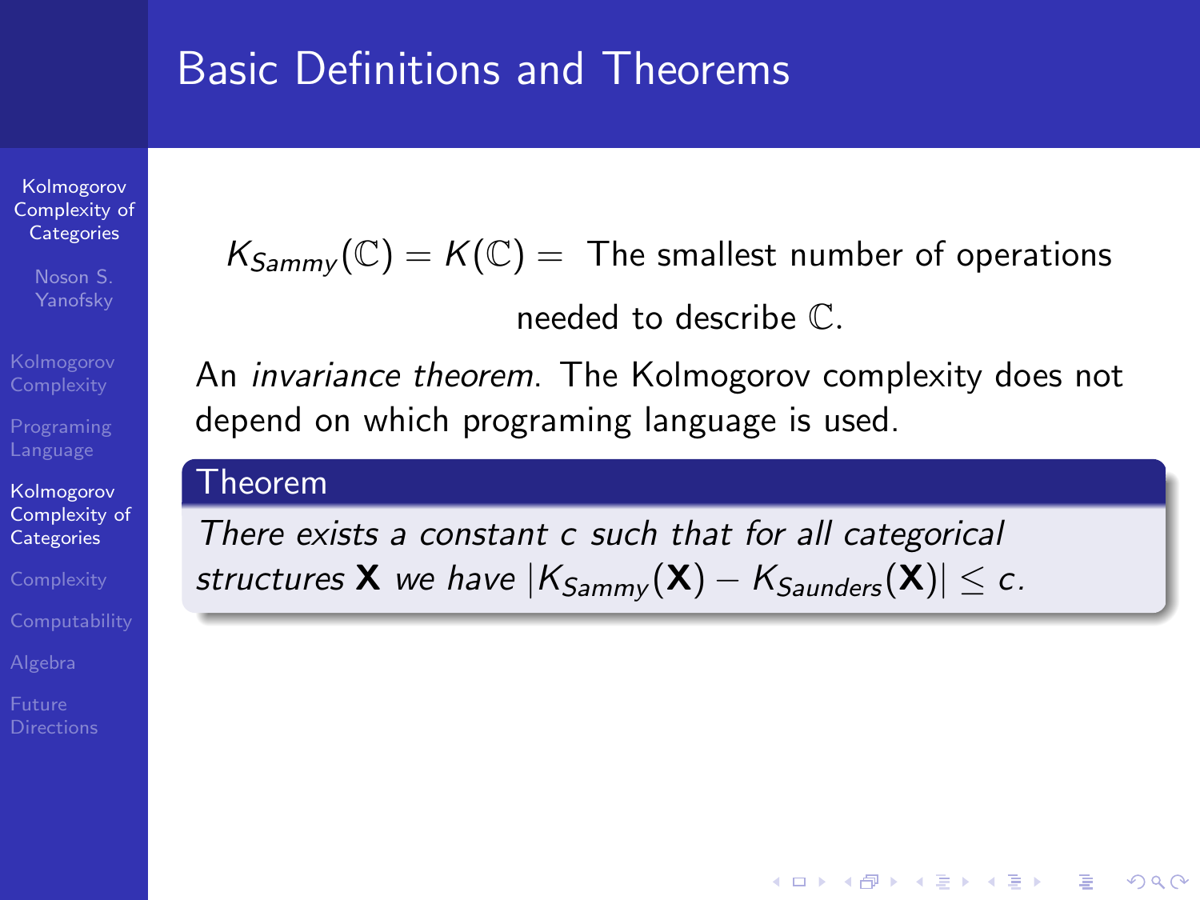## Basic Definitions and Theorems

$$K_{Sammy}(\mathbb{C}) = K(\mathbb{C}) = \text{ The smallest number of operations needed to describe } \mathbb{C}.$$

An *invariance theorem*. The Kolmogorov complexity does not depend on which programing language is used.

**Theorem**

*There exists a constant $c$ such that for all categorical structures $\mathbf{X}$ we have $|K_{Sammy}(\mathbf{X}) - K_{Saunders}(\mathbf{X})| \leq c$.*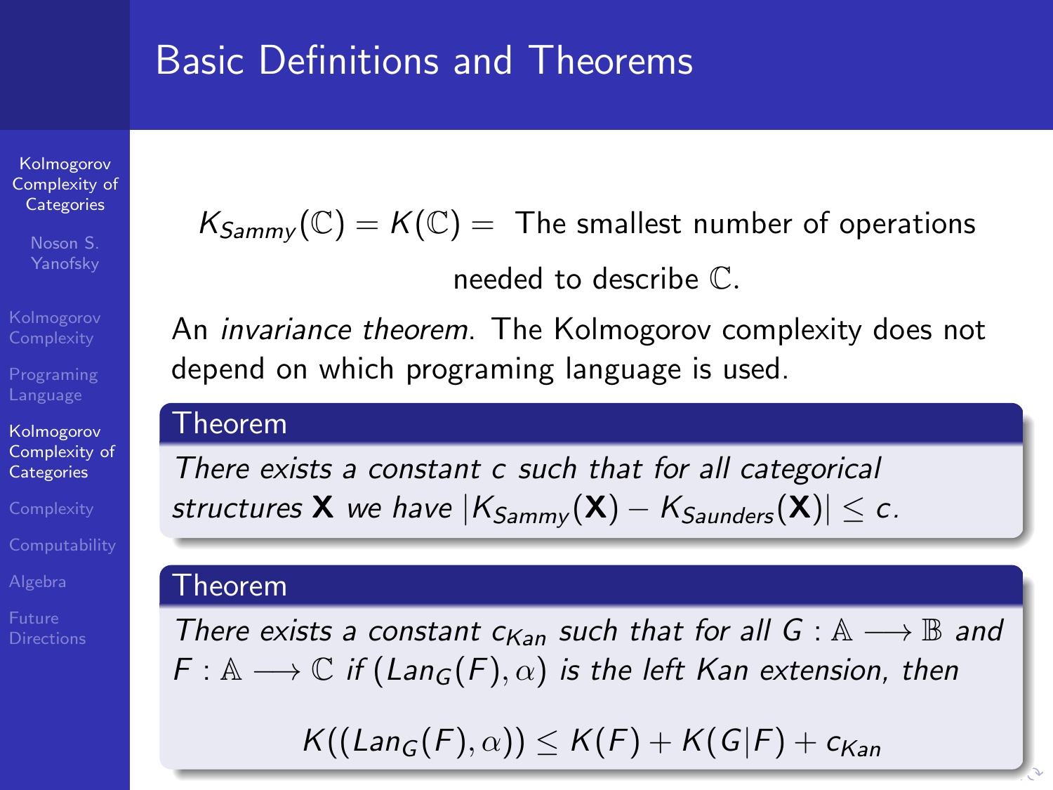# Basic Definitions and Theorems

$$K_{Sammy}(\mathbb{C}) = K(\mathbb{C}) = \text{ The smallest number of operations needed to describe } \mathbb{C}.$$

An *invariance theorem*. The Kolmogorov complexity does not depend on which programing language is used.

**Theorem**

*There exists a constant $c$ such that for all categorical structures $\mathbf{X}$ we have $|K_{Sammy}(\mathbf{X}) - K_{Saunders}(\mathbf{X})| \leq c$.*

**Theorem**

*There exists a constant $c_{Kan}$ such that for all $G : \mathbb{A} \longrightarrow \mathbb{B}$ and $F : \mathbb{A} \longrightarrow \mathbb{C}$ if $(Lan_G(F), \alpha)$ is the left Kan extension, then*

$$K((Lan_G(F), \alpha)) \leq K(F) + K(G|F) + c_{Kan}$$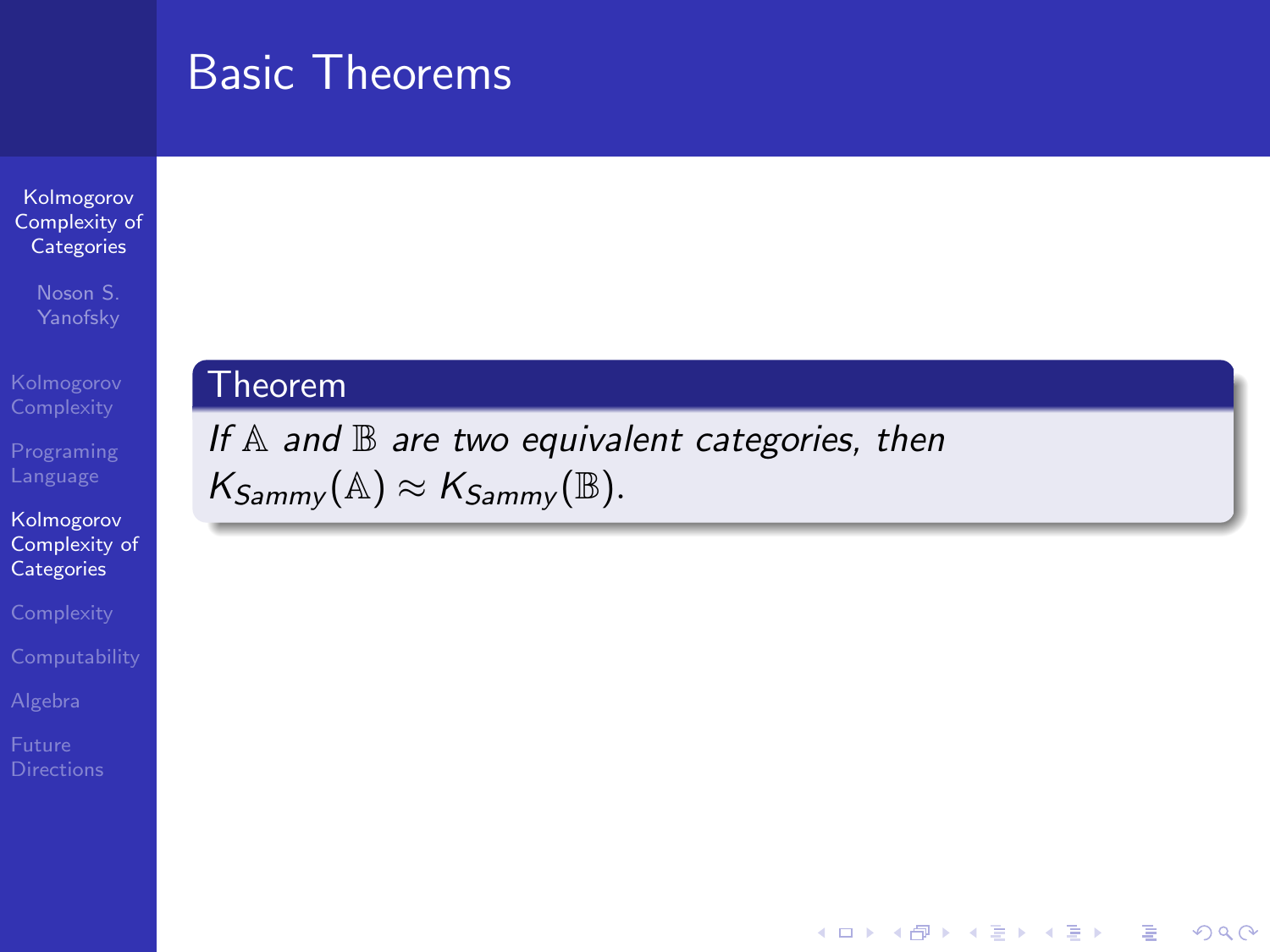# Basic Theorems

**Theorem**

*If $\mathbb{A}$ and $\mathbb{B}$ are two equivalent categories, then $K_{Sammy}(\mathbb{A}) \approx K_{Sammy}(\mathbb{B})$.*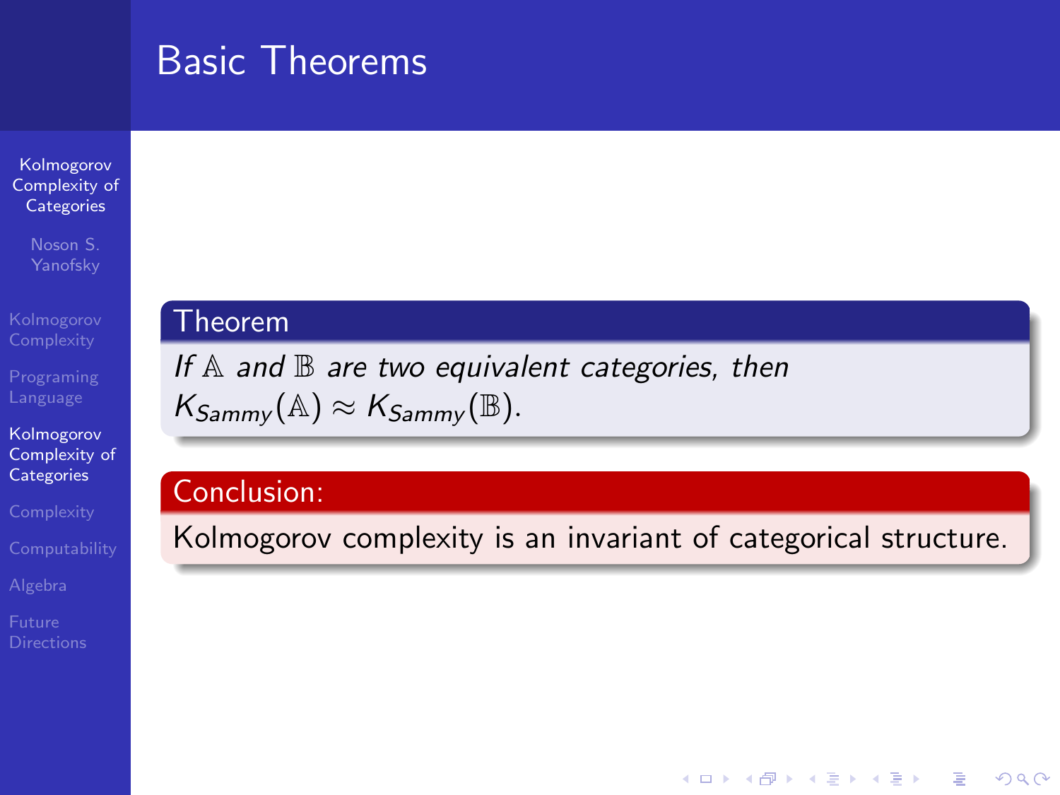# Basic Theorems

**Theorem**

*If $\mathbb{A}$ and $\mathbb{B}$ are two equivalent categories, then $K_{Sammy}(\mathbb{A}) \approx K_{Sammy}(\mathbb{B})$.*

**Conclusion:**

Kolmogorov complexity is an invariant of categorical structure.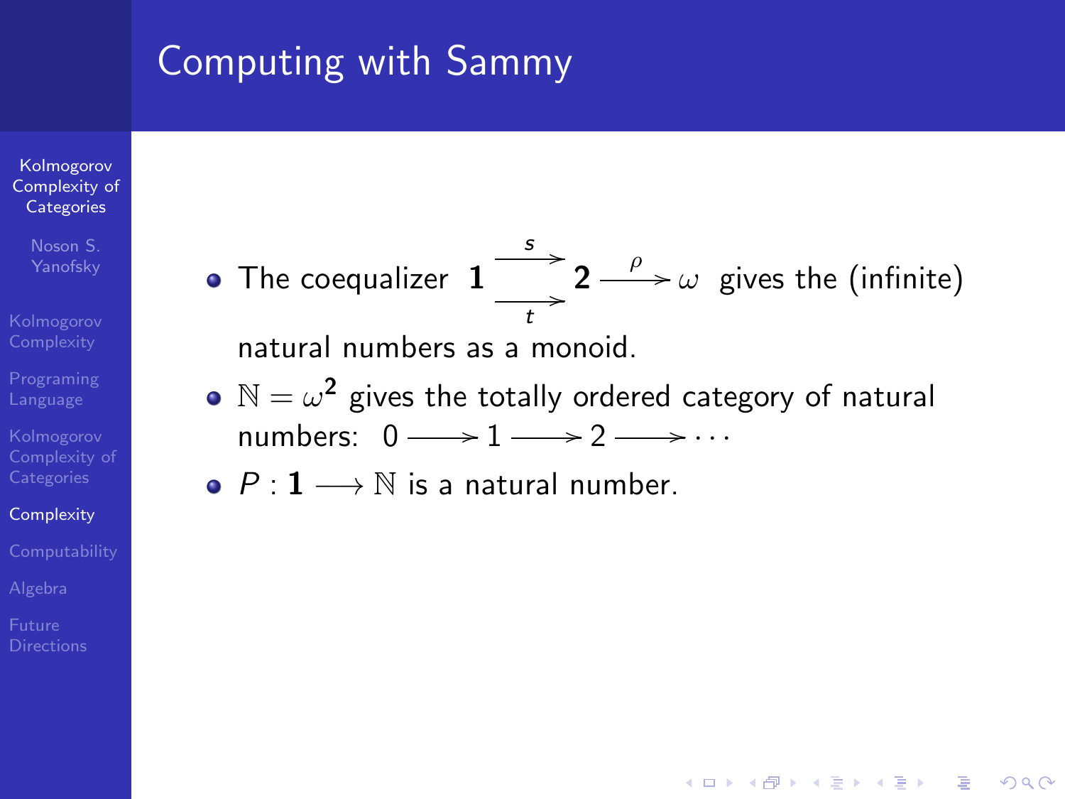# Computing with Sammy

- The coequalizer $\mathbf{1} \overset{s}{\underset{t}{\rightrightarrows}} \mathbf{2} \overset{\rho}{\longrightarrow} \omega$ gives the (infinite) natural numbers as a monoid.
- $\mathbb{N} = \omega^{\mathbf{2}}$ gives the totally ordered category of natural numbers: $0 \longrightarrow 1 \longrightarrow 2 \longrightarrow \cdots$
- $P : \mathbf{1} \longrightarrow \mathbb{N}$ is a natural number.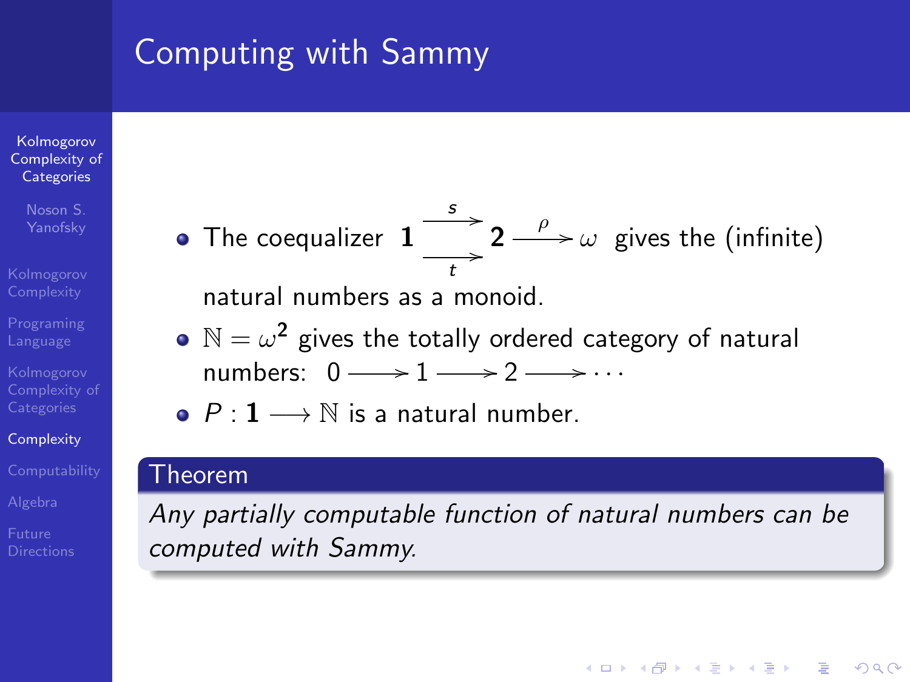# Computing with Sammy

- The coequalizer $\mathbf{1} \overset{s}{\underset{t}{\rightrightarrows}} \mathbf{2} \overset{\rho}{\longrightarrow} \omega$ gives the (infinite) natural numbers as a monoid.
- $\mathbb{N} = \omega^{\mathbf{2}}$ gives the totally ordered category of natural numbers: $0 \longrightarrow 1 \longrightarrow 2 \longrightarrow \cdots$
- $P : \mathbf{1} \longrightarrow \mathbb{N}$ is a natural number.

**Theorem**

*Any partially computable function of natural numbers can be computed with Sammy.*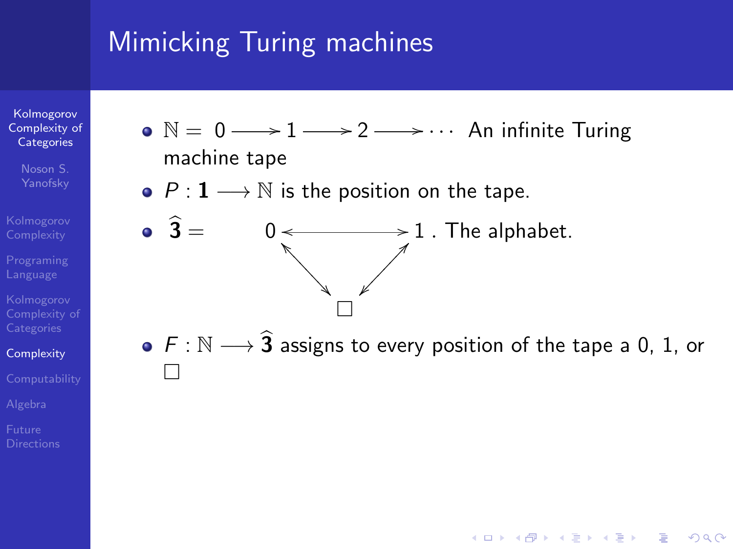# Mimicking Turing machines

- $\mathbb{N} = 0 \longrightarrow 1 \longrightarrow 2 \longrightarrow \cdots$ An infinite Turing machine tape
- $P : \mathbf{1} \longrightarrow \mathbb{N}$ is the position on the tape.
- $\widehat{\mathbf{3}} =$ 

$$\begin{array}{ccc} 0 & \longleftrightarrow & 1 \\ & \nwarrow\!\searrow \quad \swarrow\!\nearrow & \\ & \square & \end{array}$$

  . The alphabet.
- $F : \mathbb{N} \longrightarrow \widehat{\mathbf{3}}$ assigns to every position of the tape a 0, 1, or $\square$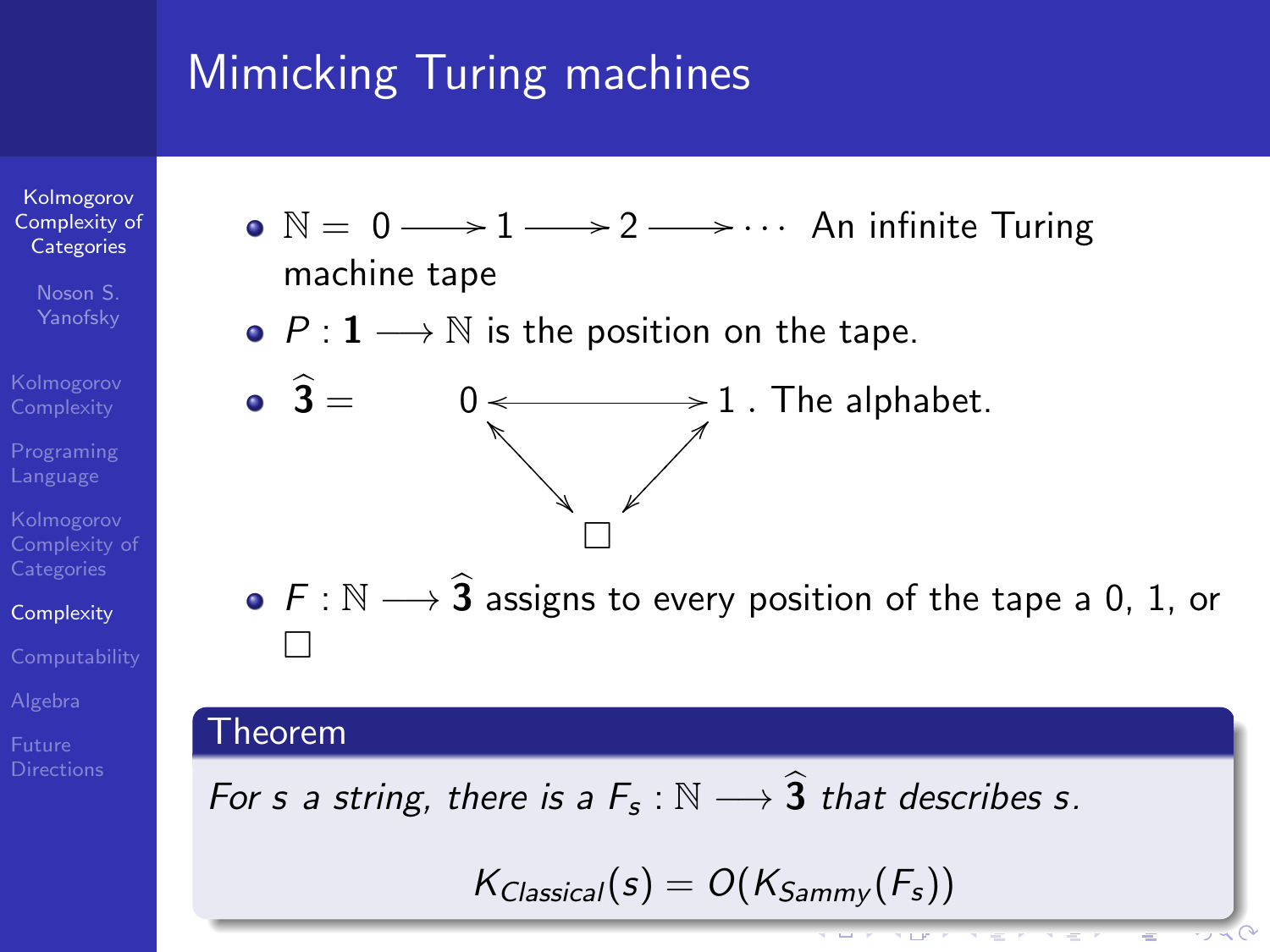# Mimicking Turing machines

- $\mathbb{N} = 0 \longrightarrow 1 \longrightarrow 2 \longrightarrow \cdots$ An infinite Turing machine tape
- $P : \mathbf{1} \longrightarrow \mathbb{N}$ is the position on the tape.
- $\widehat{\mathbf{3}} =$ $0 \longleftrightarrow 1$, $0 \longleftrightarrow \square$, $1 \longleftrightarrow \square$. The alphabet.
- $F : \mathbb{N} \longrightarrow \widehat{\mathbf{3}}$ assigns to every position of the tape a 0, 1, or $\square$

**Theorem**

*For $s$ a string, there is a $F_s : \mathbb{N} \longrightarrow \widehat{\mathbf{3}}$ that describes $s$.*

$$K_{Classical}(s) = O(K_{Sammy}(F_s))$$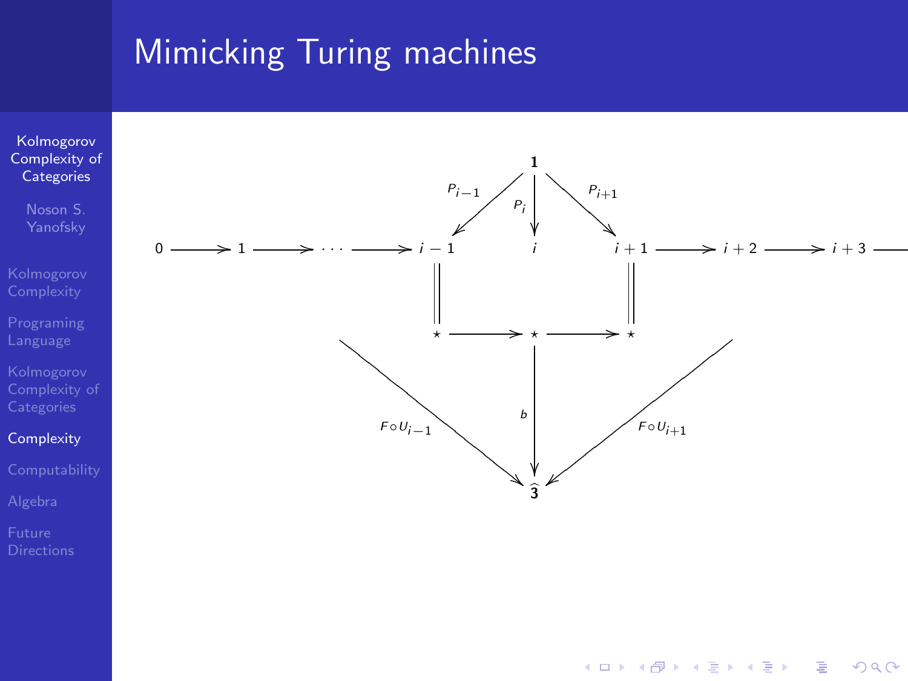# Mimicking Turing machines

$$
\begin{array}{c}
\mathbf{1} \xrightarrow{P_{i-1}} i-1, \quad \mathbf{1} \xrightarrow{P_i} i, \quad \mathbf{1} \xrightarrow{P_{i+1}} i+1 \\[1em]
0 \longrightarrow 1 \longrightarrow \cdots \longrightarrow i-1 \qquad i \qquad i+1 \longrightarrow i+2 \longrightarrow i+3 \longrightarrow \\[1em]
i-1 = \star, \quad i+1 = \star \\[1em]
\star \longrightarrow \star \longrightarrow \star \\[1em]
\star \xrightarrow{b} \widehat{\mathbf{3}}, \quad \xrightarrow{F \circ U_{i-1}} \widehat{\mathbf{3}}, \quad \xrightarrow{F \circ U_{i+1}} \widehat{\mathbf{3}}
\end{array}
$$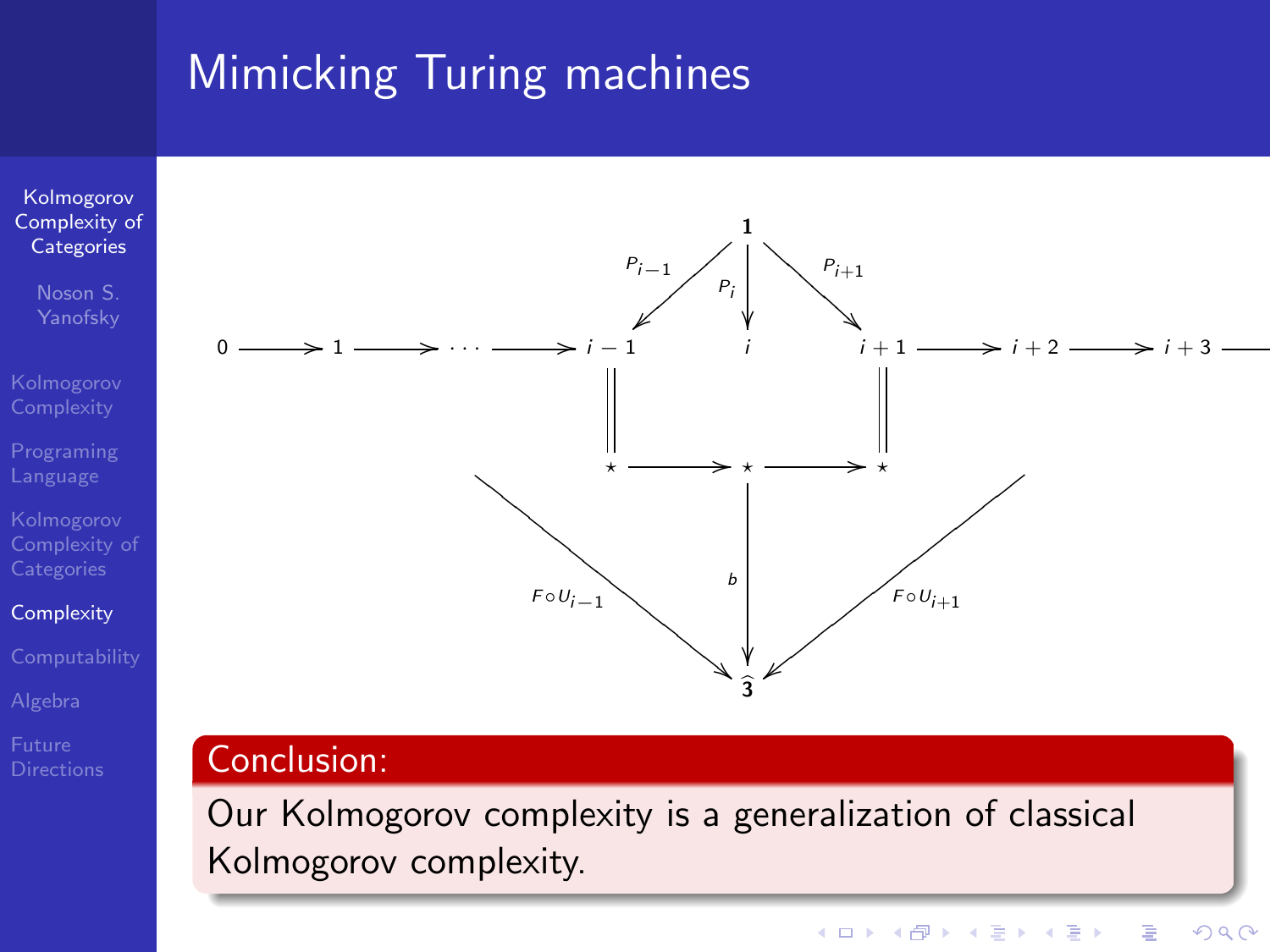# Mimicking Turing machines

$$
\begin{array}{ccccccccccccc}
 & & & & & & \mathbf{1} & & & & & & \\
 & & & & & \swarrow^{P_{i-1}} & \downarrow^{P_i} & \searrow^{P_{i+1}} & & & & & \\
0 & \longrightarrow & 1 & \longrightarrow & \cdots \longrightarrow & i-1 & i & i+1 & \longrightarrow & i+2 & \longrightarrow & i+3 & \longrightarrow \\
 & & & & & \| & & \| & & & & & \\
 & & & & & \star & \longrightarrow \star \longrightarrow & \star & & & & & \\
 & & & & \searrow_{F \circ U_{i-1}} & & \downarrow^{b} & & \swarrow_{F \circ U_{i+1}} & & & & \\
 & & & & & & \widehat{\mathbf{3}} & & & & & &
\end{array}
$$

**Conclusion:**

Our Kolmogorov complexity is a generalization of classical Kolmogorov complexity.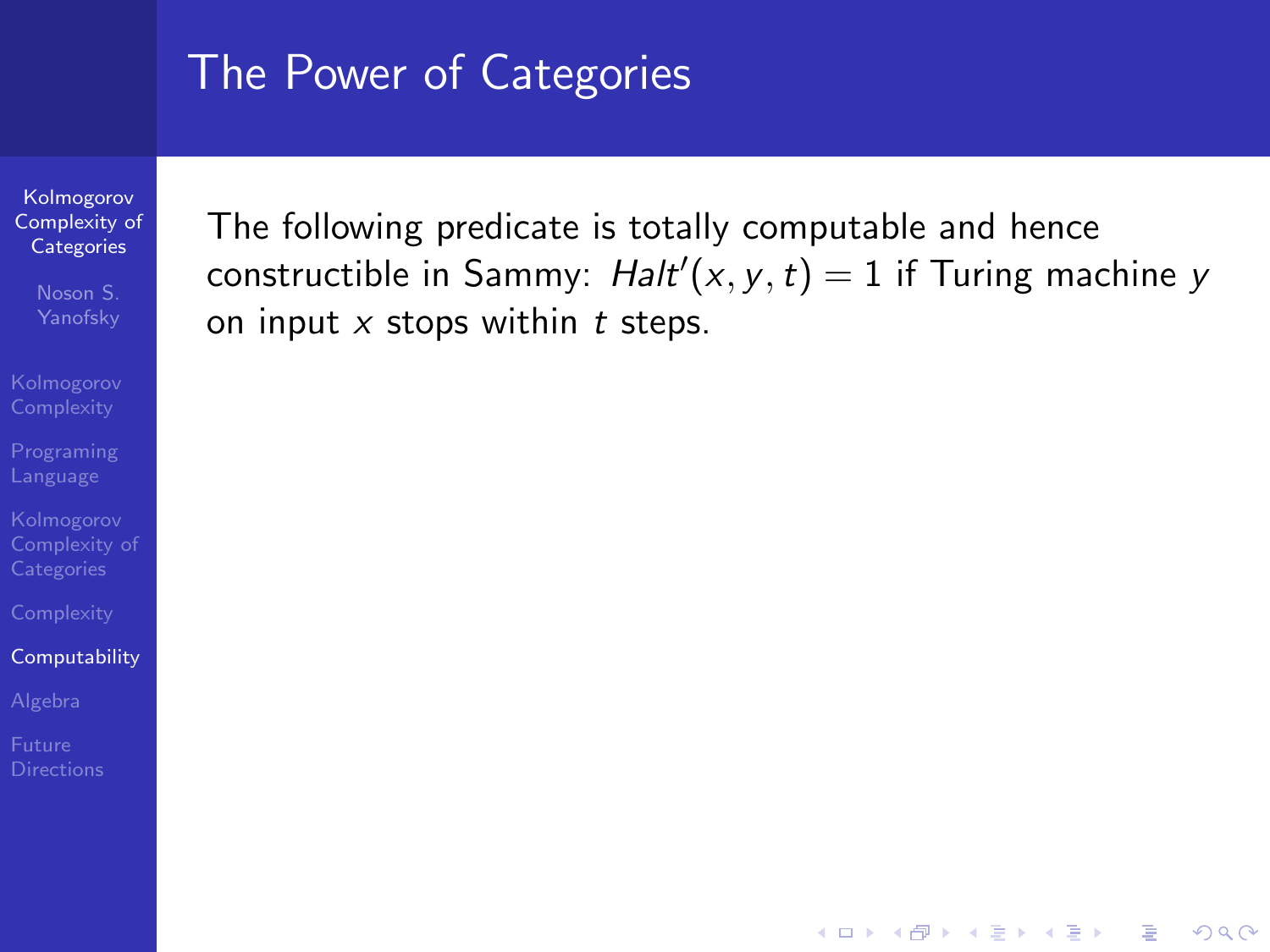# The Power of Categories

The following predicate is totally computable and hence constructible in Sammy: $Halt'(x, y, t) = 1$ if Turing machine $y$ on input $x$ stops within $t$ steps.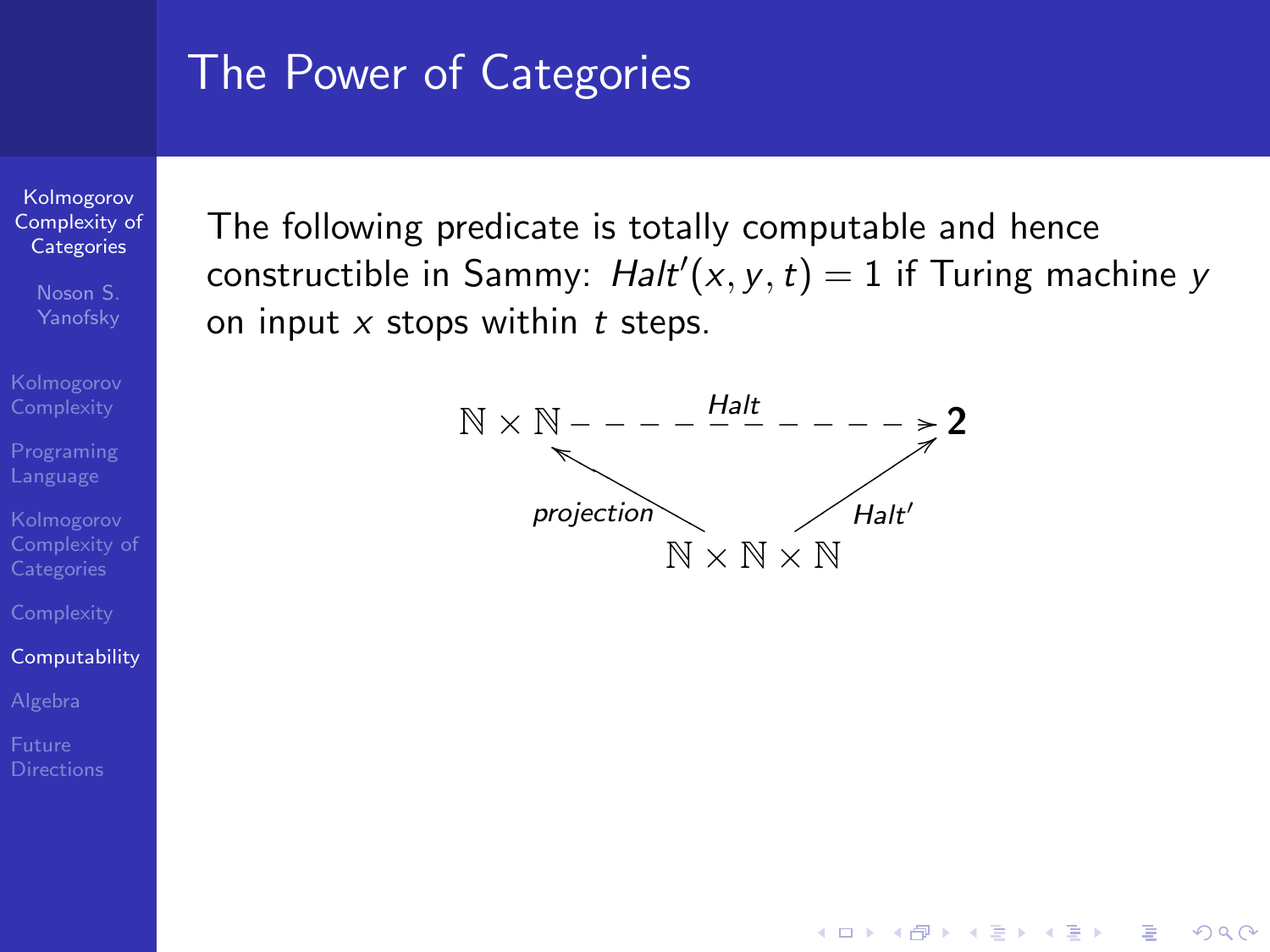# The Power of Categories

The following predicate is totally computable and hence constructible in Sammy: $Halt'(x, y, t) = 1$ if Turing machine $y$ on input $x$ stops within $t$ steps.

$$
\begin{array}{ccc}
\mathbb{N} \times \mathbb{N} & \overset{Halt}{- - - - - - - \to} & \mathbf{2} \\
 & \nwarrow_{projection} \quad \nearrow_{Halt'} & \\
 & \mathbb{N} \times \mathbb{N} \times \mathbb{N} &
\end{array}
$$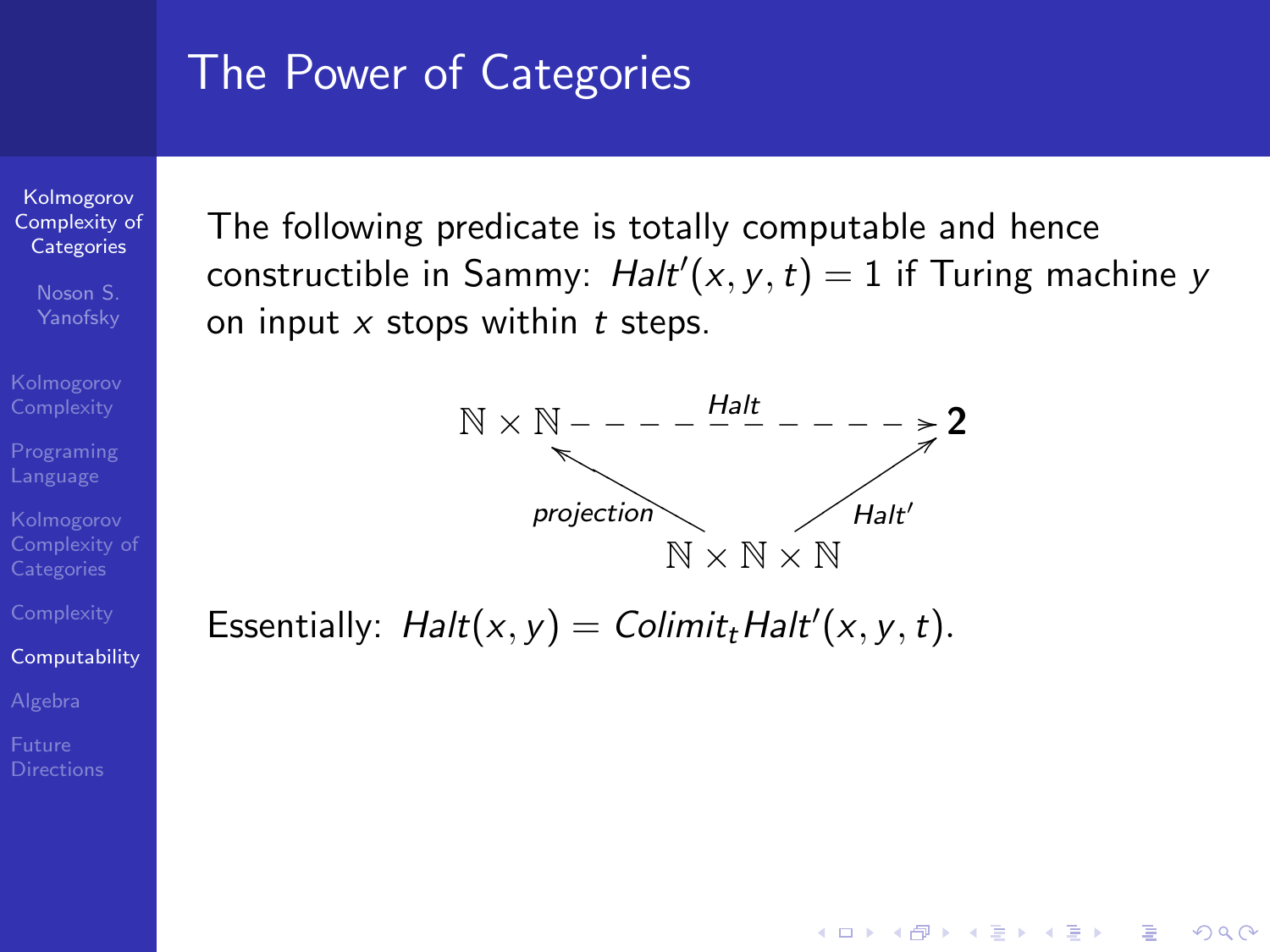# The Power of Categories

The following predicate is totally computable and hence constructible in Sammy: $Halt'(x, y, t) = 1$ if Turing machine $y$ on input $x$ stops within $t$ steps.

$$
\begin{array}{ccc}
\mathbb{N} \times \mathbb{N} & \overset{Halt}{\dashrightarrow} & \mathbf{2} \\
& {\scriptstyle projection} \nwarrow \quad \nearrow {\scriptstyle Halt'} & \\
& \mathbb{N} \times \mathbb{N} \times \mathbb{N} &
\end{array}
$$

Essentially: $Halt(x, y) = Colimit_t Halt'(x, y, t)$.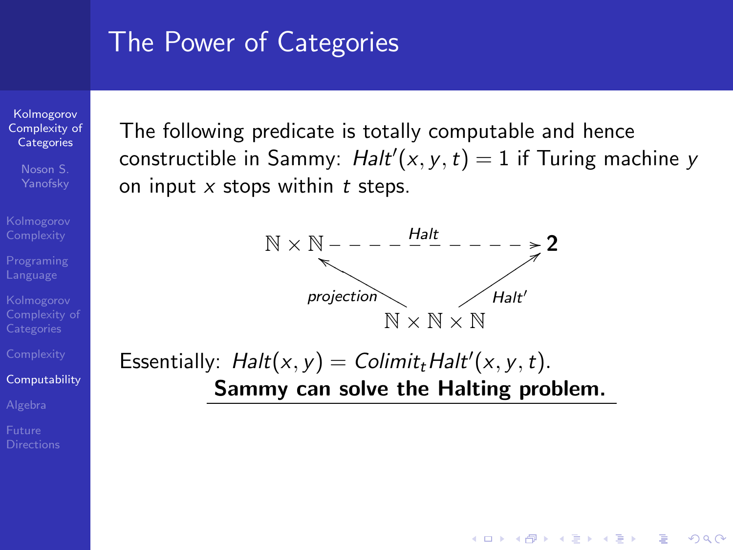# The Power of Categories

The following predicate is totally computable and hence constructible in Sammy: $Halt'(x, y, t) = 1$ if Turing machine $y$ on input $x$ stops within $t$ steps.

$$
\begin{array}{ccc}
\mathbb{N} \times \mathbb{N} & \overset{Halt}{\dashrightarrow} & \mathbf{2} \\
\nwarrow_{projection} & & \nearrow_{Halt'} \\
& \mathbb{N} \times \mathbb{N} \times \mathbb{N} &
\end{array}
$$

Essentially: $Halt(x, y) = Colimit_t Halt'(x, y, t)$.

**Sammy can solve the Halting problem.**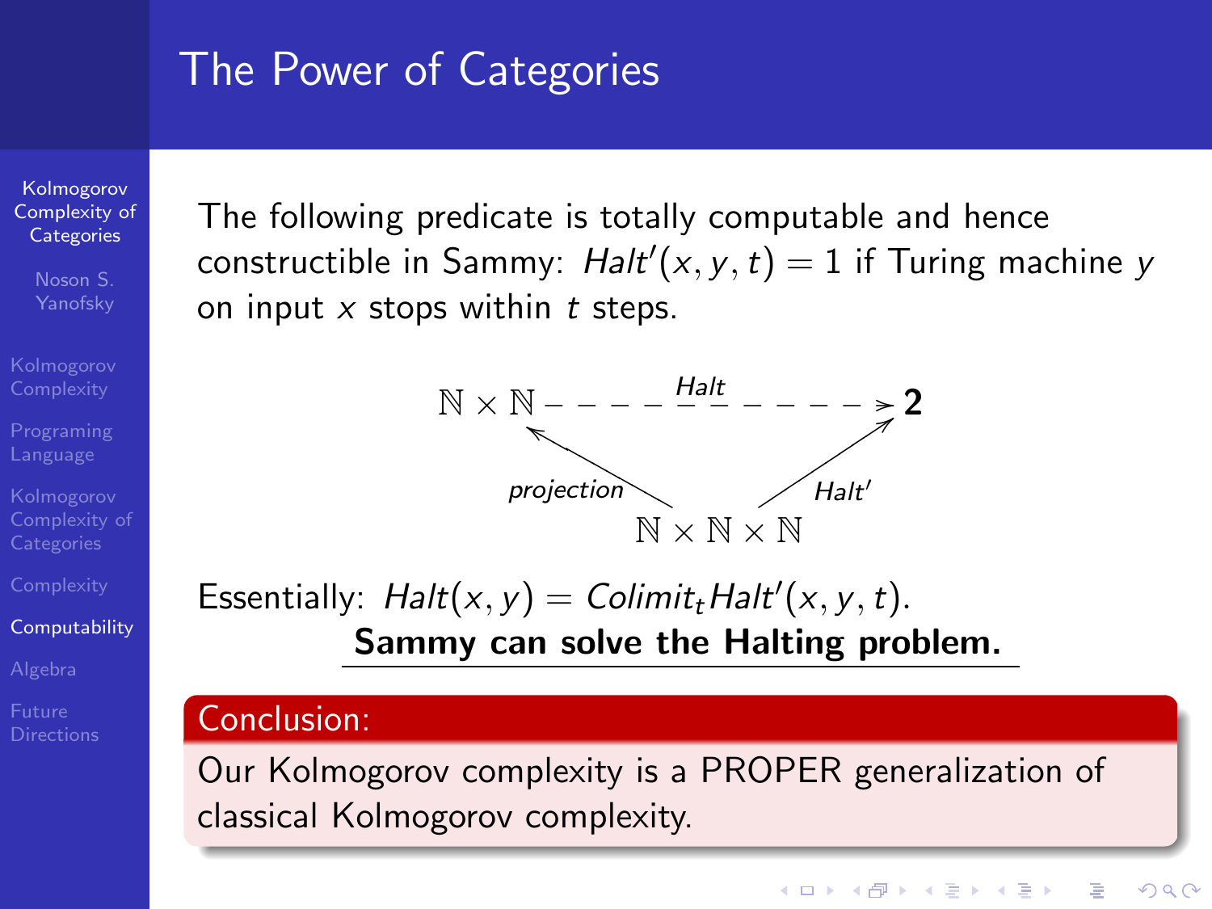# The Power of Categories

The following predicate is totally computable and hence constructible in Sammy: $Halt'(x, y, t) = 1$ if Turing machine $y$ on input $x$ stops within $t$ steps.

$$
\begin{array}{ccc}
\mathbb{N} \times \mathbb{N} & \xrightarrow{\quad Halt \quad} & \mathbf{2} \\
 & \nwarrow_{projection} \quad \nearrow_{Halt'} & \\
 & \mathbb{N} \times \mathbb{N} \times \mathbb{N} &
\end{array}
$$

Essentially: $Halt(x, y) = Colimit_t Halt'(x, y, t)$.

**Sammy can solve the Halting problem.**

**Conclusion:**

Our Kolmogorov complexity is a PROPER generalization of classical Kolmogorov complexity.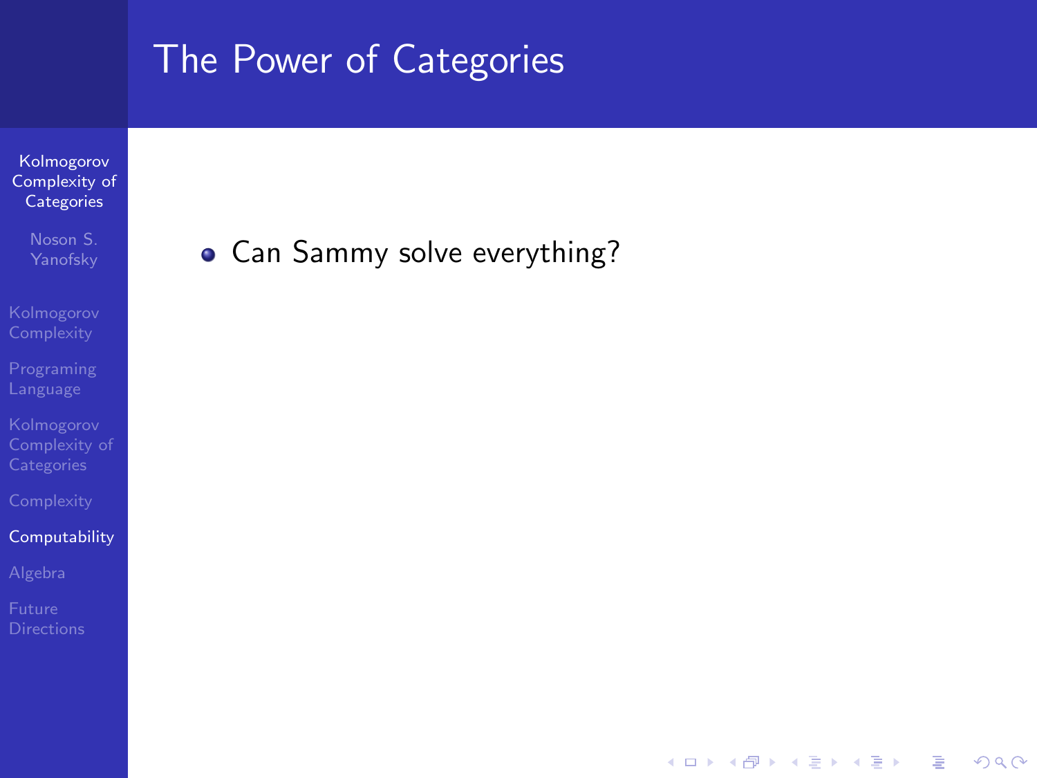# The Power of Categories

- Can Sammy solve everything?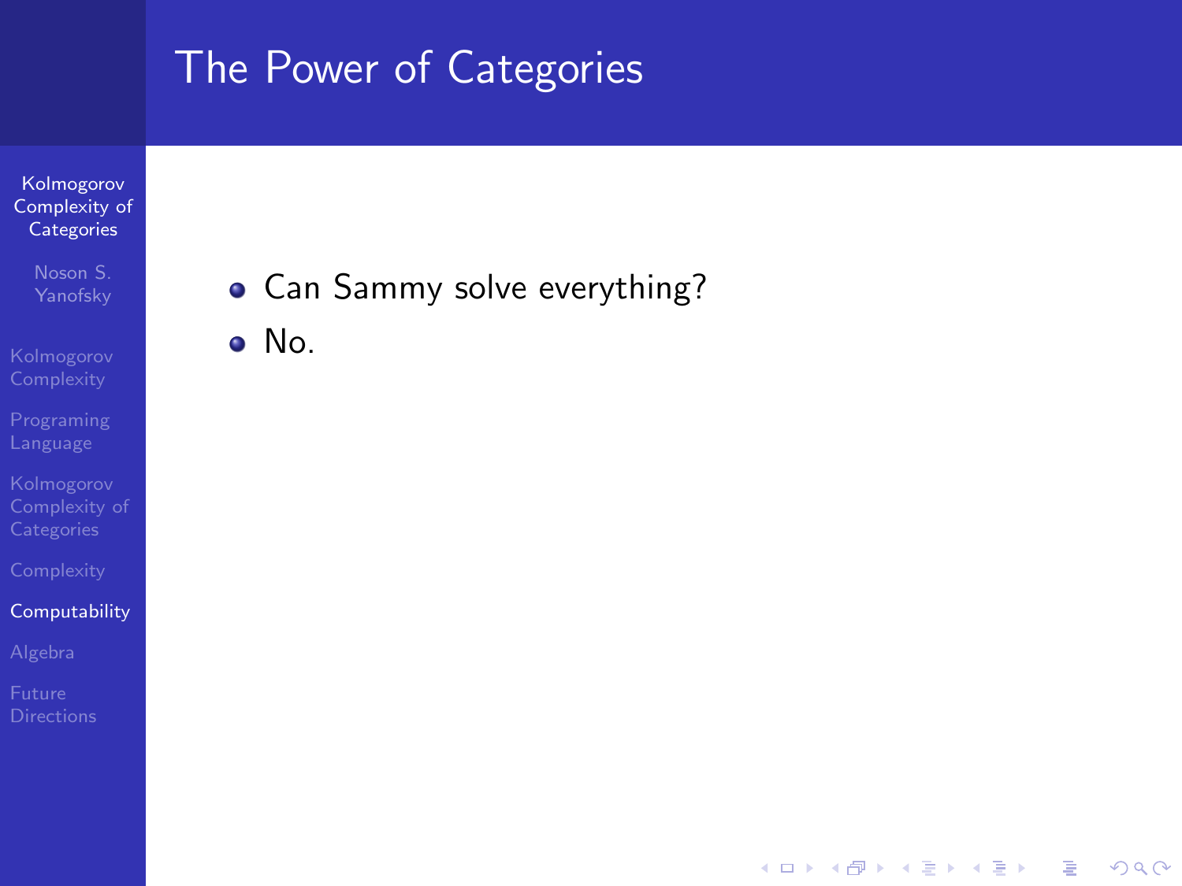# The Power of Categories

- Can Sammy solve everything?
- No.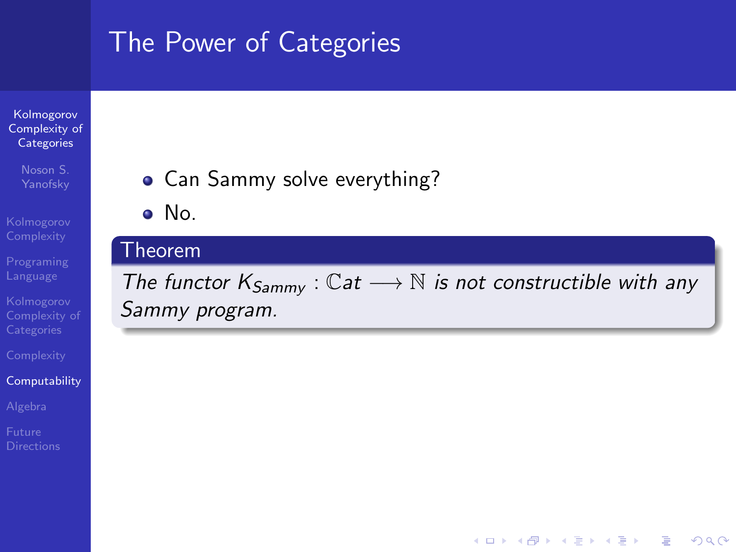## The Power of Categories

- Can Sammy solve everything?
- No.

**Theorem**

*The functor $K_{Sammy} : \mathbb{C}at \longrightarrow \mathbb{N}$ is not constructible with any Sammy program.*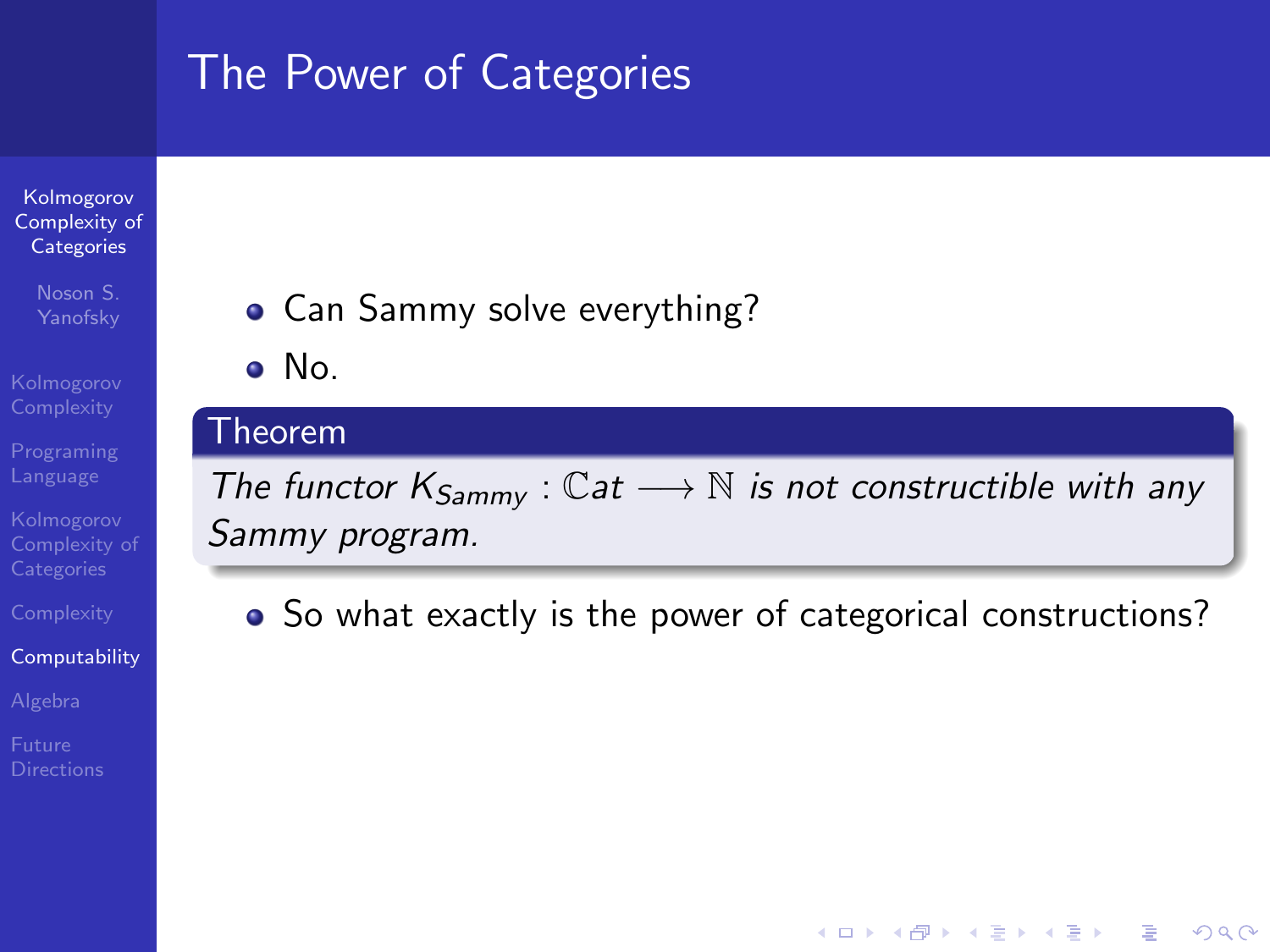# The Power of Categories

- Can Sammy solve everything?
- No.

**Theorem**

*The functor $K_{Sammy} : \mathbb{C}at \longrightarrow \mathbb{N}$ is not constructible with any Sammy program.*

- So what exactly is the power of categorical constructions?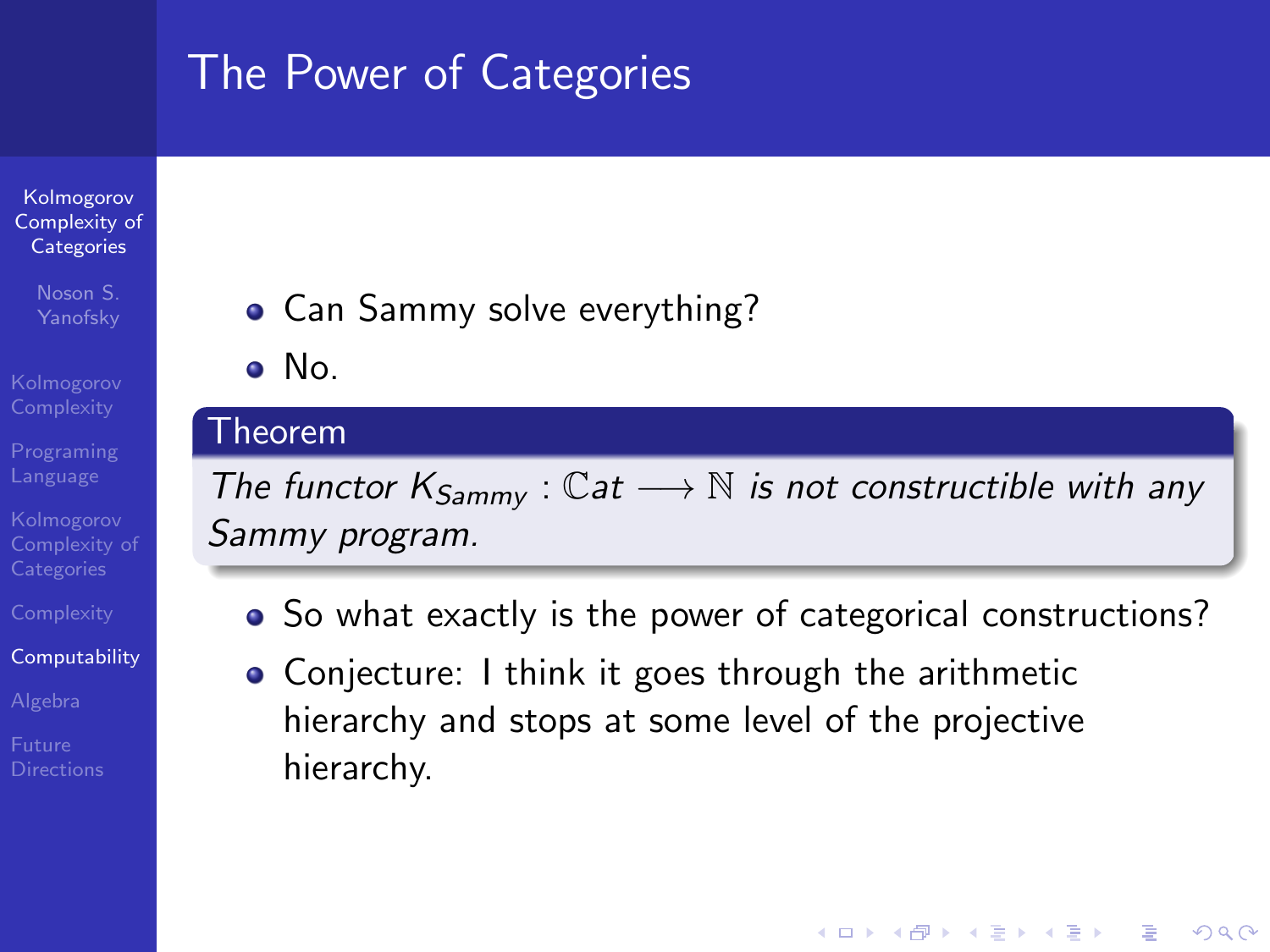## The Power of Categories

- Can Sammy solve everything?
- No.

**Theorem**

*The functor* $K_{Sammy} : \mathbb{C}\mathrm{at} \longrightarrow \mathbb{N}$ *is not constructible with any Sammy program.*

- So what exactly is the power of categorical constructions?
- Conjecture: I think it goes through the arithmetic hierarchy and stops at some level of the projective hierarchy.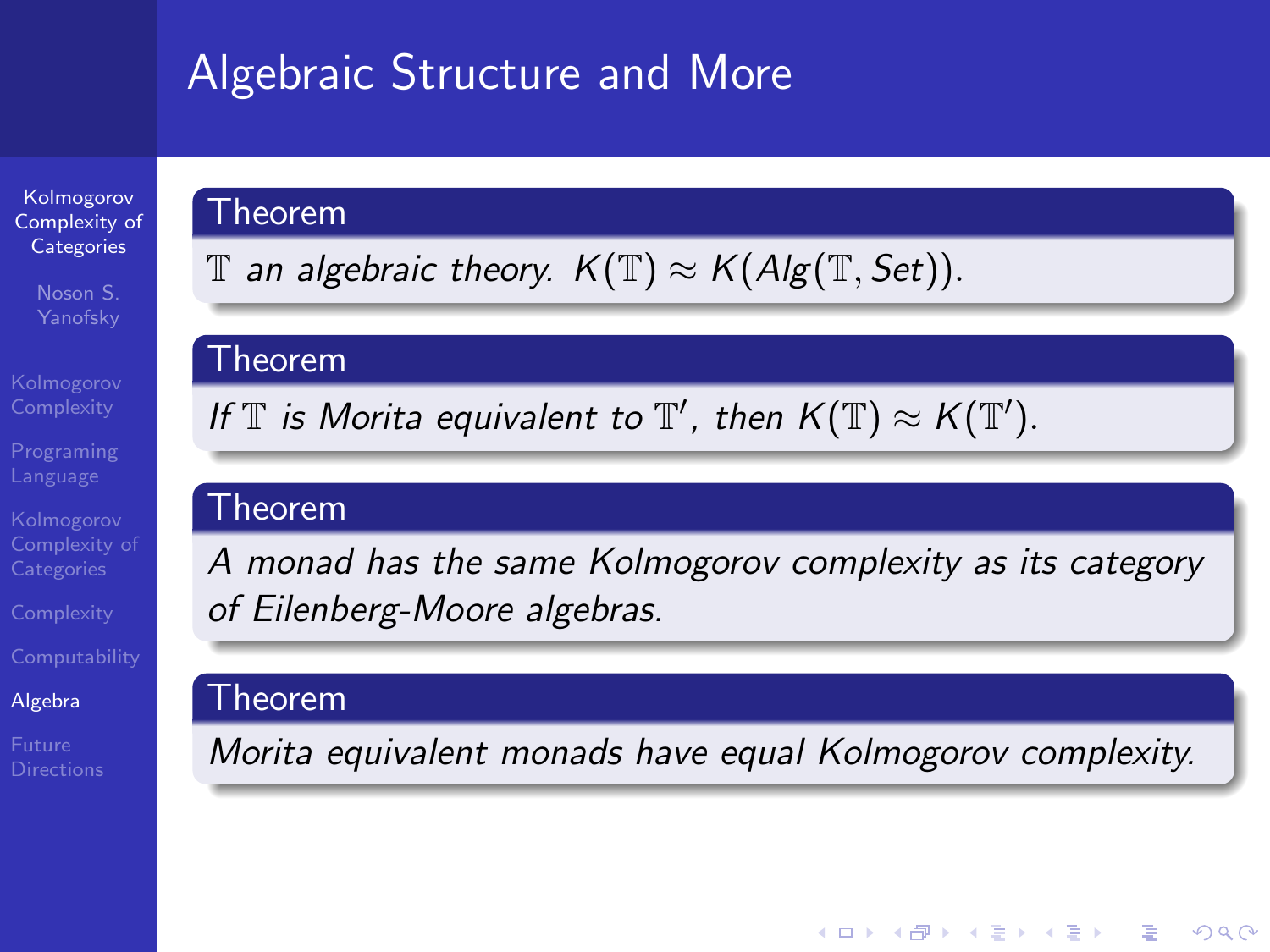# Algebraic Structure and More

**Theorem**

*$\mathbb{T}$ an algebraic theory. $K(\mathbb{T}) \approx K(Alg(\mathbb{T}, Set))$.*

**Theorem**

*If $\mathbb{T}$ is Morita equivalent to $\mathbb{T}'$, then $K(\mathbb{T}) \approx K(\mathbb{T}')$.*

**Theorem**

*A monad has the same Kolmogorov complexity as its category of Eilenberg-Moore algebras.*

**Theorem**

*Morita equivalent monads have equal Kolmogorov complexity.*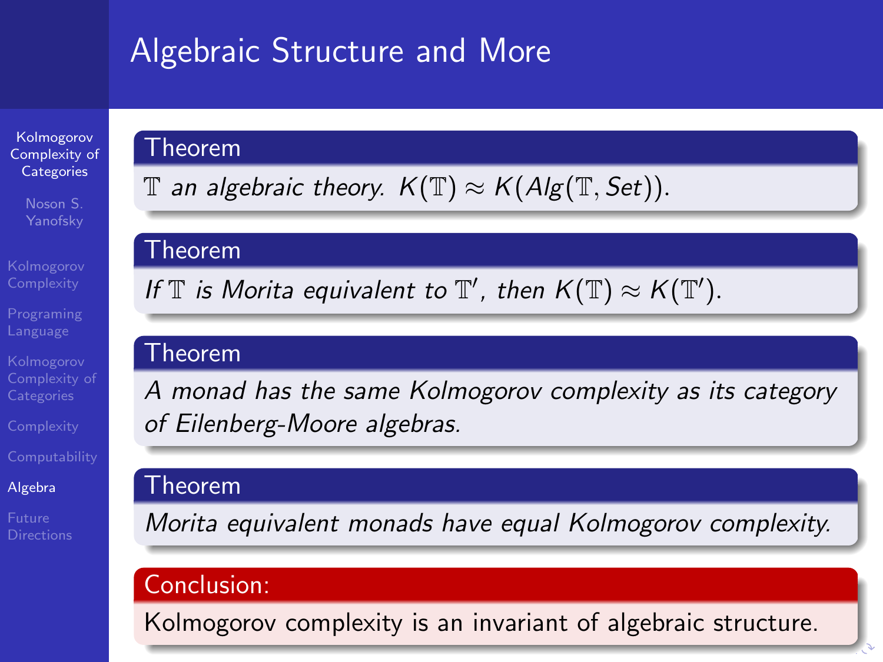# Algebraic Structure and More

**Theorem**

*$\mathbb{T}$ an algebraic theory. $K(\mathbb{T}) \approx K(Alg(\mathbb{T}, Set))$.*

**Theorem**

*If $\mathbb{T}$ is Morita equivalent to $\mathbb{T}'$, then $K(\mathbb{T}) \approx K(\mathbb{T}')$.*

**Theorem**

*A monad has the same Kolmogorov complexity as its category of Eilenberg-Moore algebras.*

**Theorem**

*Morita equivalent monads have equal Kolmogorov complexity.*

**Conclusion:**

Kolmogorov complexity is an invariant of algebraic structure.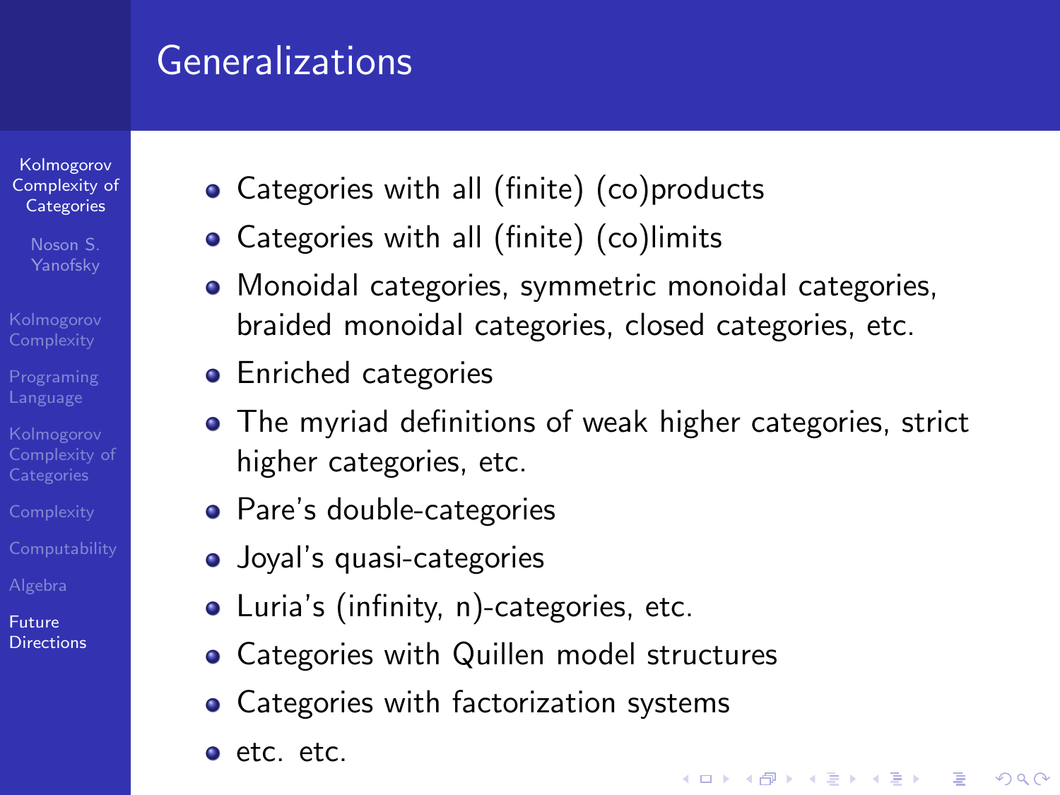# Generalizations

- Categories with all (finite) (co)products
- Categories with all (finite) (co)limits
- Monoidal categories, symmetric monoidal categories, braided monoidal categories, closed categories, etc.
- Enriched categories
- The myriad definitions of weak higher categories, strict higher categories, etc.
- Pare's double-categories
- Joyal's quasi-categories
- Luria's (infinity, n)-categories, etc.
- Categories with Quillen model structures
- Categories with factorization systems
- etc. etc.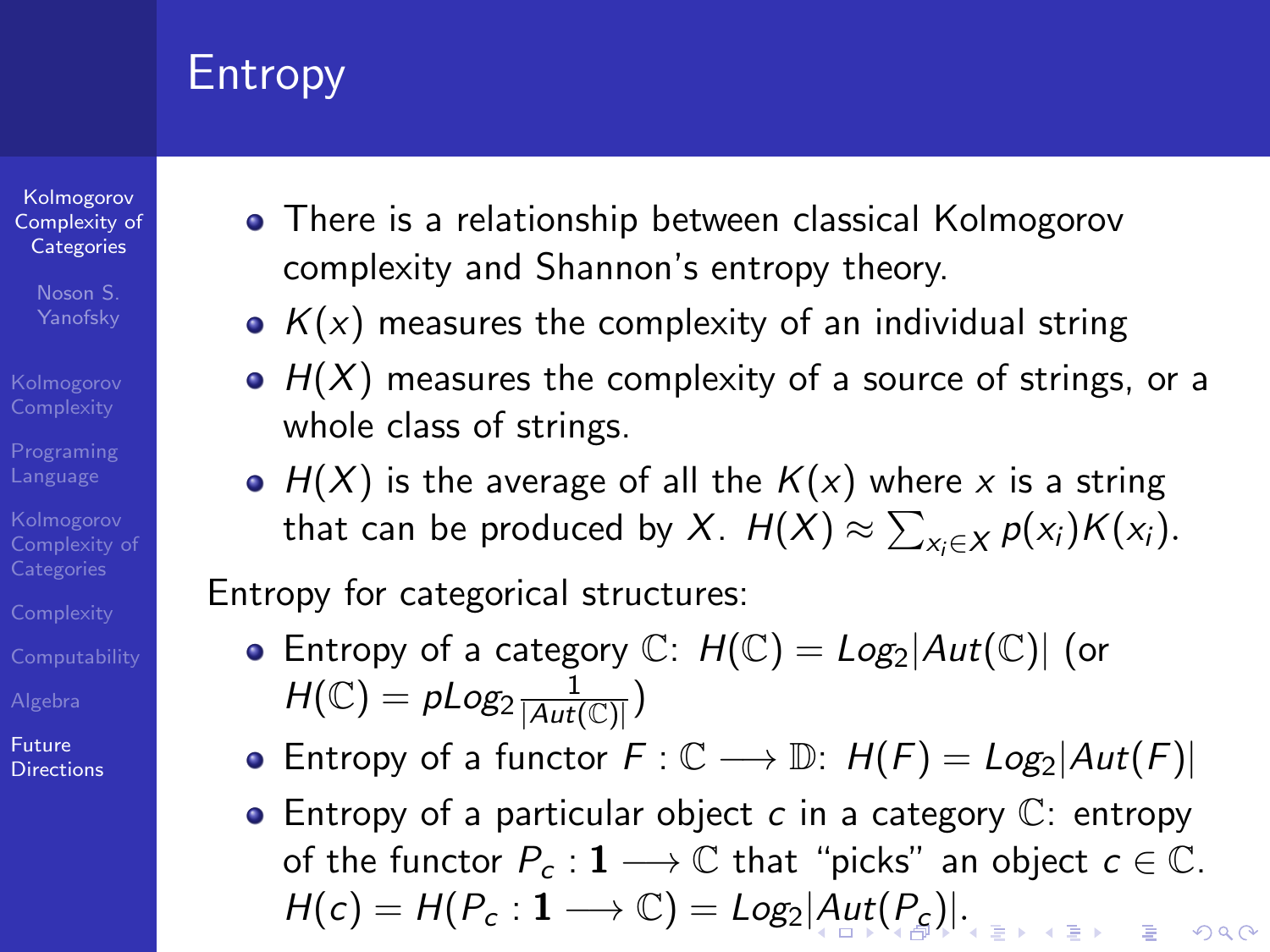# Entropy

- There is a relationship between classical Kolmogorov complexity and Shannon's entropy theory.
- $K(x)$ measures the complexity of an individual string
- $H(X)$ measures the complexity of a source of strings, or a whole class of strings.
- $H(X)$ is the average of all the $K(x)$ where $x$ is a string that can be produced by $X$. $H(X) \approx \sum_{x_i \in X} p(x_i)K(x_i)$.

Entropy for categorical structures:

- Entropy of a category $\mathbb{C}$: $H(\mathbb{C}) = Log_2|Aut(\mathbb{C})|$ (or $H(\mathbb{C}) = pLog_2\frac{1}{|Aut(\mathbb{C})|}$)
- Entropy of a functor $F : \mathbb{C} \longrightarrow \mathbb{D}$: $H(F) = Log_2|Aut(F)|$
- Entropy of a particular object $c$ in a category $\mathbb{C}$: entropy of the functor $P_c : \mathbf{1} \longrightarrow \mathbb{C}$ that "picks" an object $c \in \mathbb{C}$. $H(c) = H(P_c : \mathbf{1} \longrightarrow \mathbb{C}) = Log_2|Aut(P_c)|$.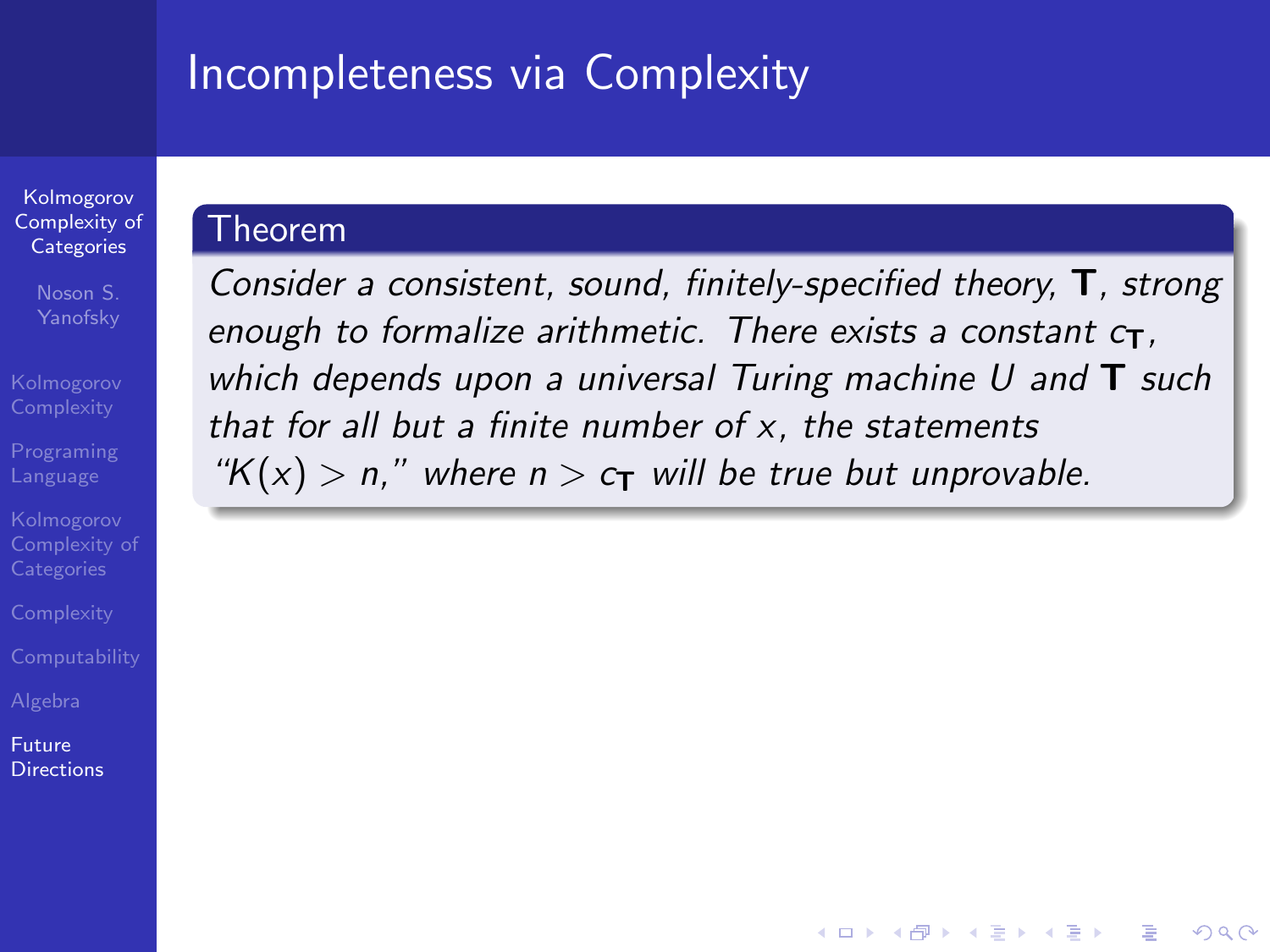# Incompleteness via Complexity

**Theorem**

*Consider a consistent, sound, finitely-specified theory, $\mathbf{T}$, strong enough to formalize arithmetic. There exists a constant $c_{\mathbf{T}}$, which depends upon a universal Turing machine $U$ and $\mathbf{T}$ such that for all but a finite number of $x$, the statements "$K(x) > n$," where $n > c_{\mathbf{T}}$ will be true but unprovable.*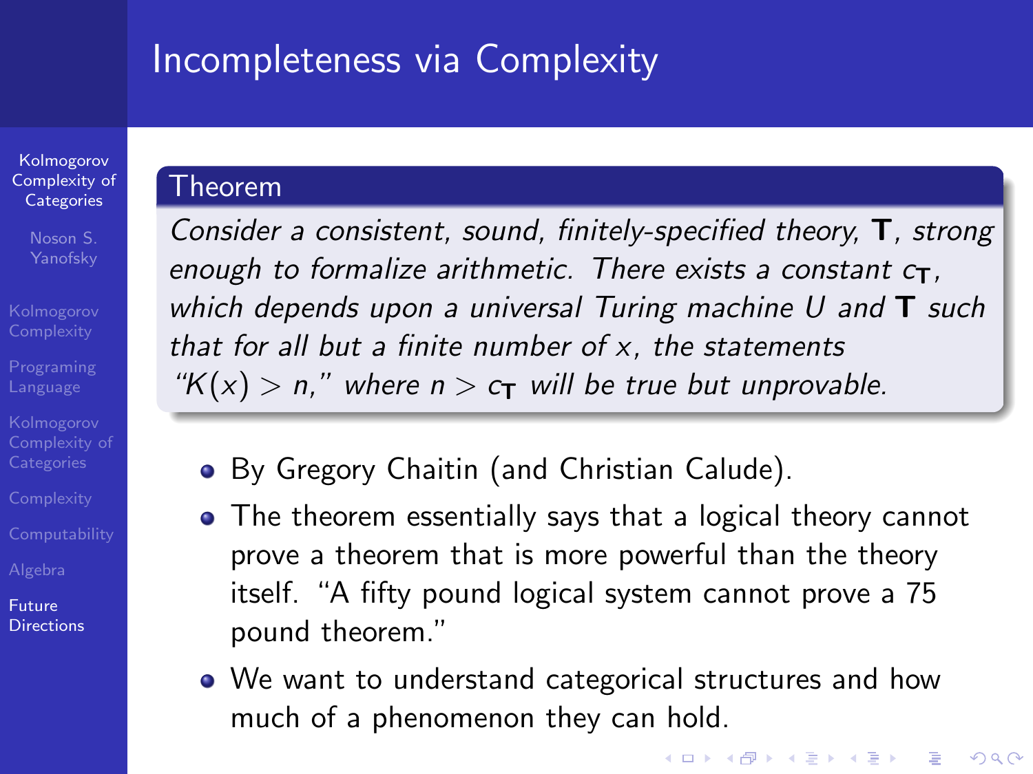# Incompleteness via Complexity

**Theorem**

*Consider a consistent, sound, finitely-specified theory,* $\mathbf{T}$*, strong enough to formalize arithmetic. There exists a constant* $c_{\mathbf{T}}$*, which depends upon a universal Turing machine* $U$ *and* $\mathbf{T}$ *such that for all but a finite number of* $x$*, the statements "*$K(x) > n$*," where* $n > c_{\mathbf{T}}$ *will be true but unprovable.*

- By Gregory Chaitin (and Christian Calude).
- The theorem essentially says that a logical theory cannot prove a theorem that is more powerful than the theory itself. "A fifty pound logical system cannot prove a 75 pound theorem."
- We want to understand categorical structures and how much of a phenomenon they can hold.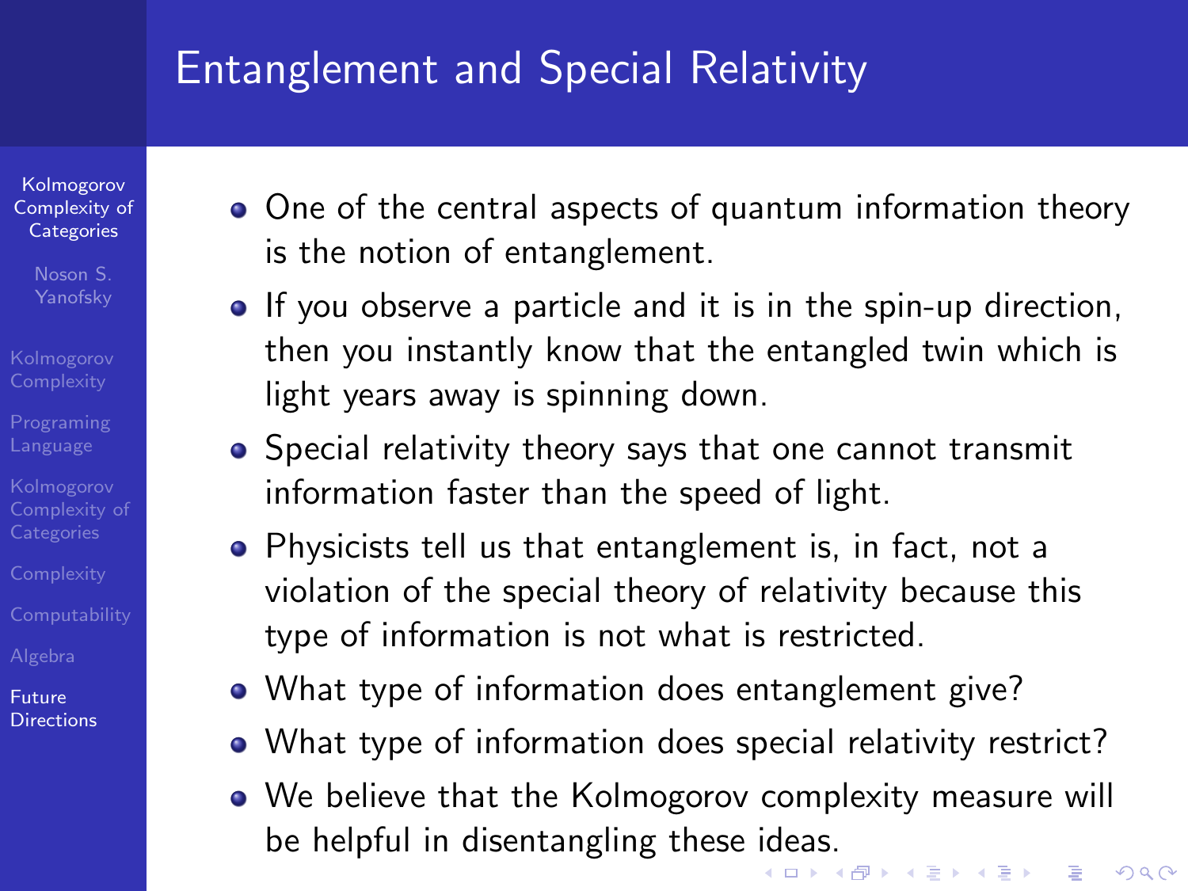## Entanglement and Special Relativity

- One of the central aspects of quantum information theory is the notion of entanglement.
- If you observe a particle and it is in the spin-up direction, then you instantly know that the entangled twin which is light years away is spinning down.
- Special relativity theory says that one cannot transmit information faster than the speed of light.
- Physicists tell us that entanglement is, in fact, not a violation of the special theory of relativity because this type of information is not what is restricted.
- What type of information does entanglement give?
- What type of information does special relativity restrict?
- We believe that the Kolmogorov complexity measure will be helpful in disentangling these ideas.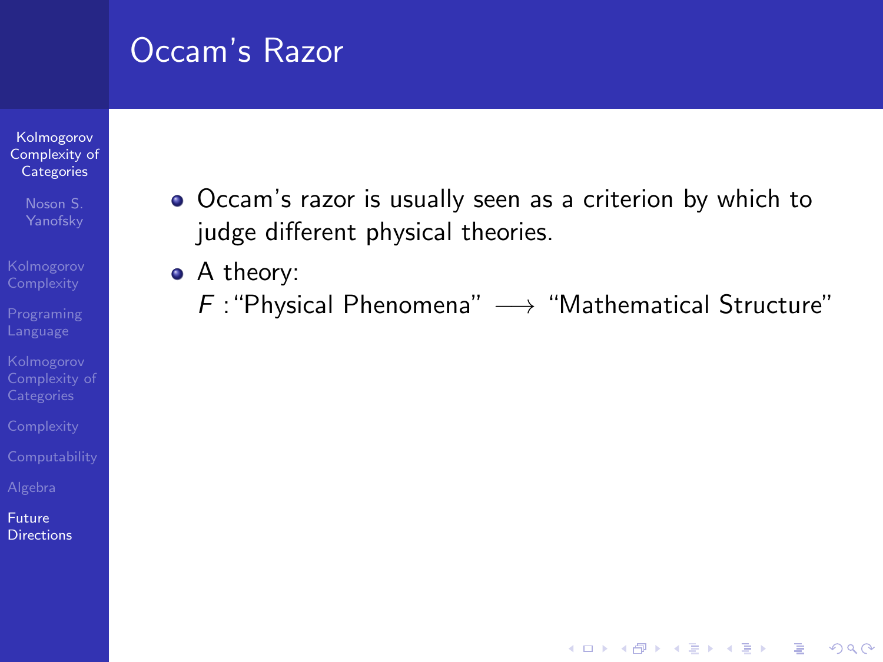# Occam's Razor

- Occam's razor is usually seen as a criterion by which to judge different physical theories.
- A theory:
  $F$ : "Physical Phenomena" $\longrightarrow$ "Mathematical Structure"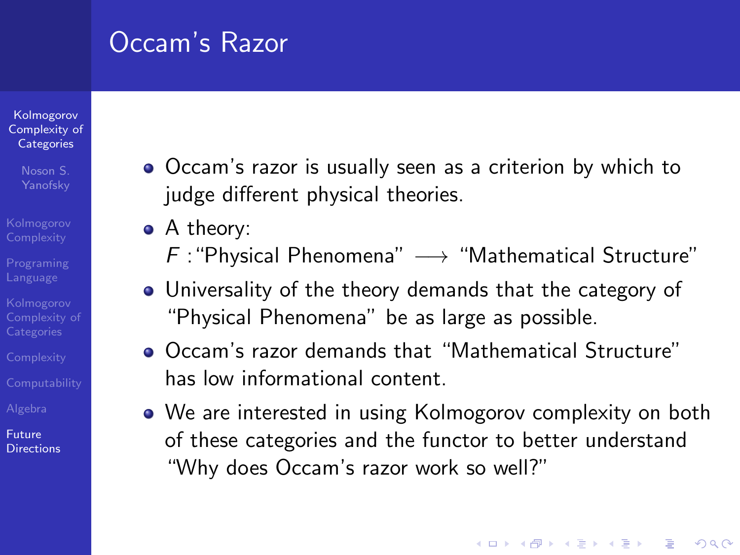# Occam's Razor

- Occam's razor is usually seen as a criterion by which to judge different physical theories.
- A theory:
  $F$ : "Physical Phenomena" $\longrightarrow$ "Mathematical Structure"
- Universality of the theory demands that the category of "Physical Phenomena" be as large as possible.
- Occam's razor demands that "Mathematical Structure" has low informational content.
- We are interested in using Kolmogorov complexity on both of these categories and the functor to better understand "Why does Occam's razor work so well?"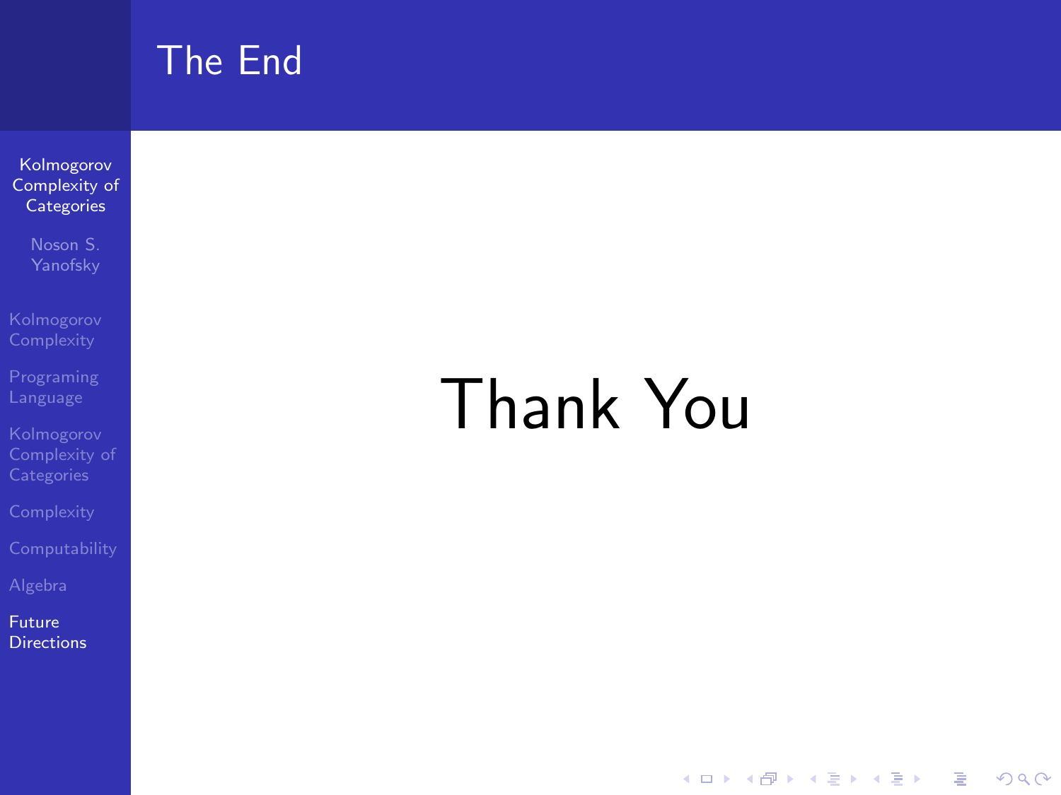# The End

Thank You